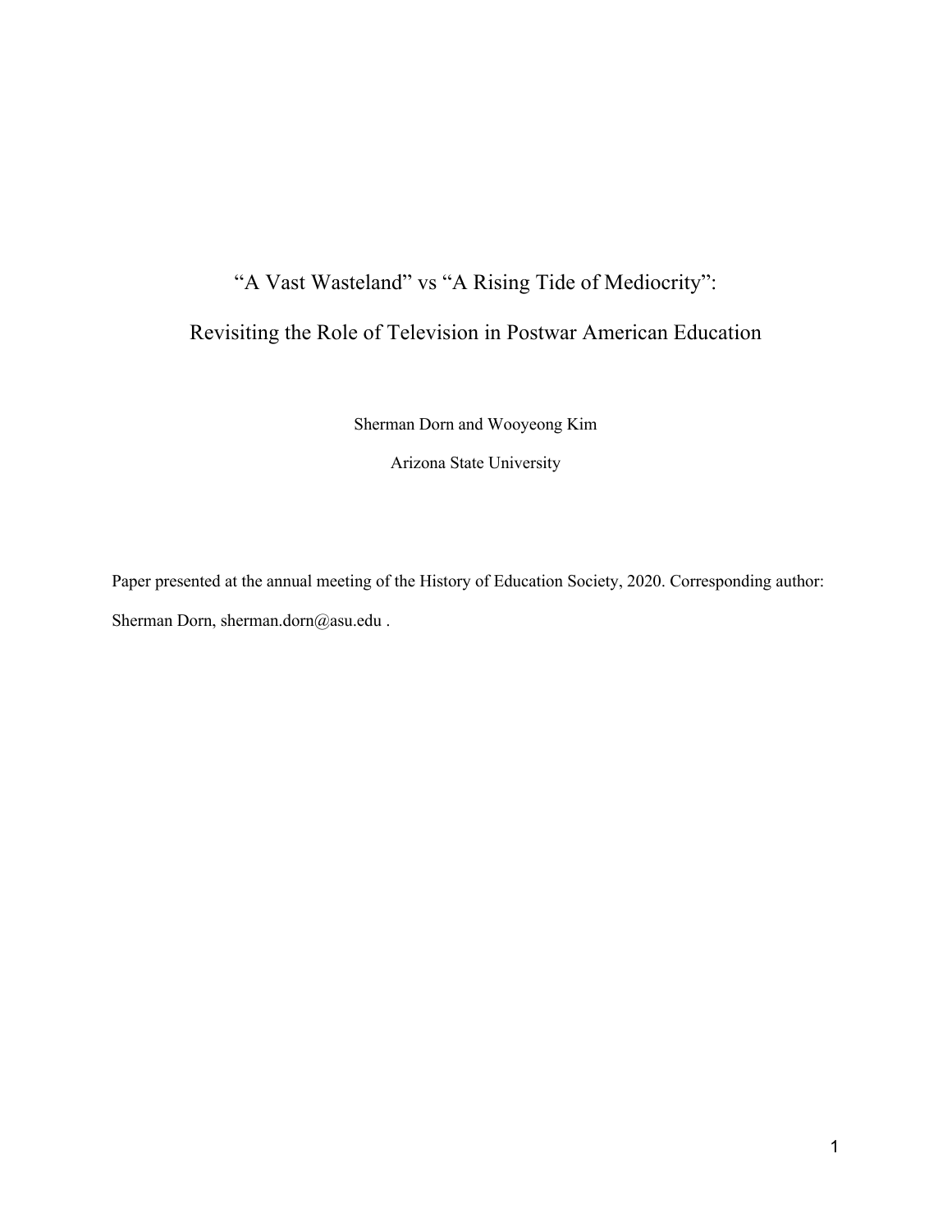# "A Vast Wasteland" vs "A Rising Tide of Mediocrity":

# Revisiting the Role of Television in Postwar American Education

Sherman Dorn and Wooyeong Kim

Arizona State University

Paper presented at the annual meeting of the History of Education Society, 2020. Corresponding author: Sherman Dorn, sherman.dorn@asu.edu .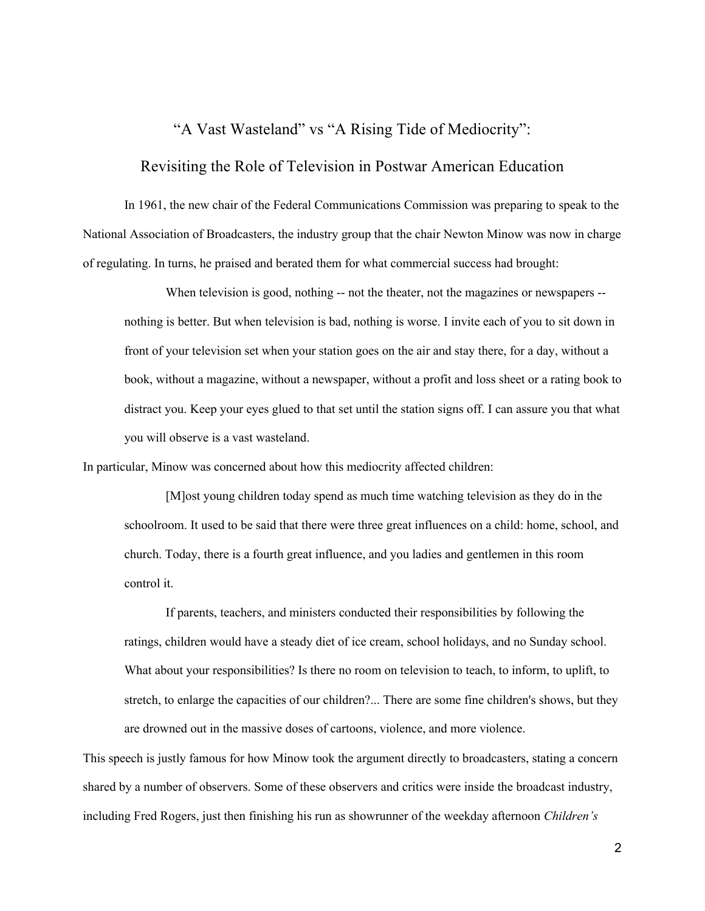# "A Vast Wasteland" vs "A Rising Tide of Mediocrity": Revisiting the Role of Television in Postwar American Education

In 1961, the new chair of the Federal Communications Commission was preparing to speak to the National Association of Broadcasters, the industry group that the chair Newton Minow was now in charge of regulating. In turns, he praised and berated them for what commercial success had brought:

> When television is good, nothing -- not the theater, not the magazines or newspapers -- nothing is better. But when television is bad, nothing is worse. I invite each of you to sit down in front of your television set when your station goes on the air and stay there, for a day, without a book, without a magazine, without a newspaper, without a profit and loss sheet or a rating book to distract you. Keep your eyes glued to that set until the station signs off. I can assure you that what you will observe is a vast wasteland.

In particular, Minow was concerned about how this mediocrity affected children:

> [M]ost young children today spend as much time watching television as they do in the schoolroom. It used to be said that there were three great influences on a child: home, school, and church. Today, there is a fourth great influence, and you ladies and gentlemen in this room control it.
>
> If parents, teachers, and ministers conducted their responsibilities by following the ratings, children would have a steady diet of ice cream, school holidays, and no Sunday school. What about your responsibilities? Is there no room on television to teach, to inform, to uplift, to stretch, to enlarge the capacities of our children?... There are some fine children's shows, but they are drowned out in the massive doses of cartoons, violence, and more violence.

This speech is justly famous for how Minow took the argument directly to broadcasters, stating a concern shared by a number of observers. Some of these observers and critics were inside the broadcast industry, including Fred Rogers, just then finishing his run as showrunner of the weekday afternoon *Children's*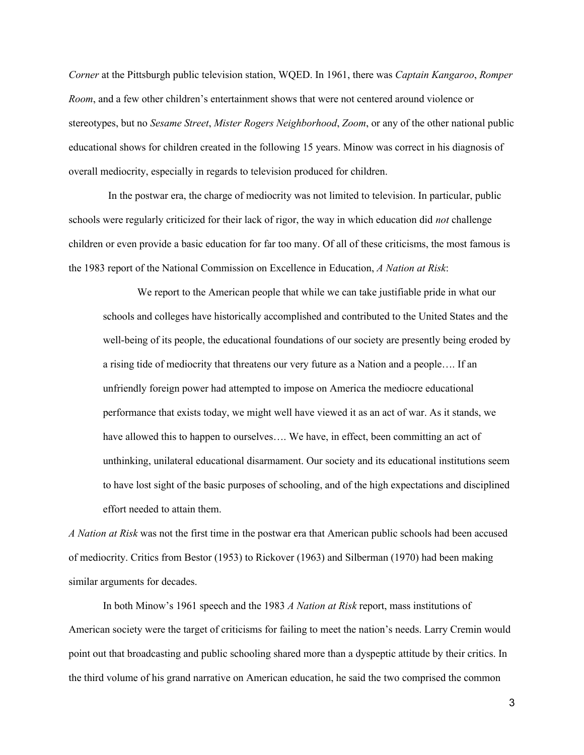*Corner* at the Pittsburgh public television station, WQED. In 1961, there was *Captain Kangaroo*, *Romper Room*, and a few other children's entertainment shows that were not centered around violence or stereotypes, but no *Sesame Street*, *Mister Rogers Neighborhood*, *Zoom*, or any of the other national public educational shows for children created in the following 15 years. Minow was correct in his diagnosis of overall mediocrity, especially in regards to television produced for children.

In the postwar era, the charge of mediocrity was not limited to television. In particular, public schools were regularly criticized for their lack of rigor, the way in which education did *not* challenge children or even provide a basic education for far too many. Of all of these criticisms, the most famous is the 1983 report of the National Commission on Excellence in Education, *A Nation at Risk*:

> We report to the American people that while we can take justifiable pride in what our schools and colleges have historically accomplished and contributed to the United States and the well-being of its people, the educational foundations of our society are presently being eroded by a rising tide of mediocrity that threatens our very future as a Nation and a people…. If an unfriendly foreign power had attempted to impose on America the mediocre educational performance that exists today, we might well have viewed it as an act of war. As it stands, we have allowed this to happen to ourselves…. We have, in effect, been committing an act of unthinking, unilateral educational disarmament. Our society and its educational institutions seem to have lost sight of the basic purposes of schooling, and of the high expectations and disciplined effort needed to attain them.

*A Nation at Risk* was not the first time in the postwar era that American public schools had been accused of mediocrity. Critics from Bestor (1953) to Rickover (1963) and Silberman (1970) had been making similar arguments for decades.

In both Minow's 1961 speech and the 1983 *A Nation at Risk* report, mass institutions of American society were the target of criticisms for failing to meet the nation's needs. Larry Cremin would point out that broadcasting and public schooling shared more than a dyspeptic attitude by their critics. In the third volume of his grand narrative on American education, he said the two comprised the common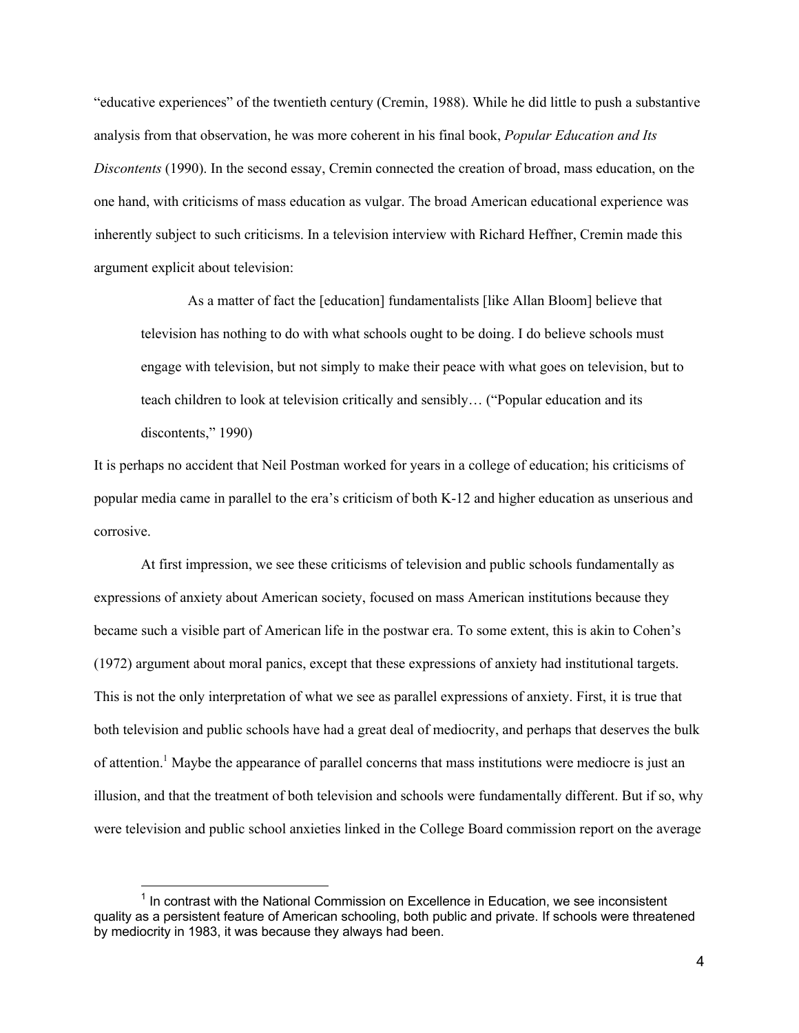"educative experiences" of the twentieth century (Cremin, 1988). While he did little to push a substantive analysis from that observation, he was more coherent in his final book, *Popular Education and Its Discontents* (1990). In the second essay, Cremin connected the creation of broad, mass education, on the one hand, with criticisms of mass education as vulgar. The broad American educational experience was inherently subject to such criticisms. In a television interview with Richard Heffner, Cremin made this argument explicit about television:

> As a matter of fact the [education] fundamentalists [like Allan Bloom] believe that television has nothing to do with what schools ought to be doing. I do believe schools must engage with television, but not simply to make their peace with what goes on television, but to teach children to look at television critically and sensibly… ("Popular education and its discontents," 1990)

It is perhaps no accident that Neil Postman worked for years in a college of education; his criticisms of popular media came in parallel to the era's criticism of both K-12 and higher education as unserious and corrosive.

At first impression, we see these criticisms of television and public schools fundamentally as expressions of anxiety about American society, focused on mass American institutions because they became such a visible part of American life in the postwar era. To some extent, this is akin to Cohen's (1972) argument about moral panics, except that these expressions of anxiety had institutional targets. This is not the only interpretation of what we see as parallel expressions of anxiety. First, it is true that both television and public schools have had a great deal of mediocrity, and perhaps that deserves the bulk of attention.[1] Maybe the appearance of parallel concerns that mass institutions were mediocre is just an illusion, and that the treatment of both television and schools were fundamentally different. But if so, why were television and public school anxieties linked in the College Board commission report on the average

[1] In contrast with the National Commission on Excellence in Education, we see inconsistent quality as a persistent feature of American schooling, both public and private. If schools were threatened by mediocrity in 1983, it was because they always had been.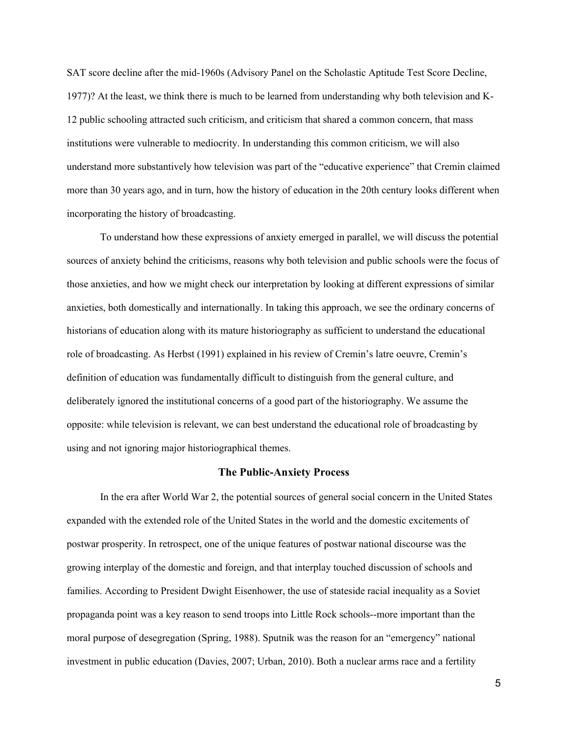SAT score decline after the mid-1960s (Advisory Panel on the Scholastic Aptitude Test Score Decline, 1977)? At the least, we think there is much to be learned from understanding why both television and K-12 public schooling attracted such criticism, and criticism that shared a common concern, that mass institutions were vulnerable to mediocrity. In understanding this common criticism, we will also understand more substantively how television was part of the "educative experience" that Cremin claimed more than 30 years ago, and in turn, how the history of education in the 20th century looks different when incorporating the history of broadcasting.

To understand how these expressions of anxiety emerged in parallel, we will discuss the potential sources of anxiety behind the criticisms, reasons why both television and public schools were the focus of those anxieties, and how we might check our interpretation by looking at different expressions of similar anxieties, both domestically and internationally. In taking this approach, we see the ordinary concerns of historians of education along with its mature historiography as sufficient to understand the educational role of broadcasting. As Herbst (1991) explained in his review of Cremin's latre oeuvre, Cremin's definition of education was fundamentally difficult to distinguish from the general culture, and deliberately ignored the institutional concerns of a good part of the historiography. We assume the opposite: while television is relevant, we can best understand the educational role of broadcasting by using and not ignoring major historiographical themes.

## The Public-Anxiety Process

In the era after World War 2, the potential sources of general social concern in the United States expanded with the extended role of the United States in the world and the domestic excitements of postwar prosperity. In retrospect, one of the unique features of postwar national discourse was the growing interplay of the domestic and foreign, and that interplay touched discussion of schools and families. According to President Dwight Eisenhower, the use of stateside racial inequality as a Soviet propaganda point was a key reason to send troops into Little Rock schools--more important than the moral purpose of desegregation (Spring, 1988). Sputnik was the reason for an "emergency" national investment in public education (Davies, 2007; Urban, 2010). Both a nuclear arms race and a fertility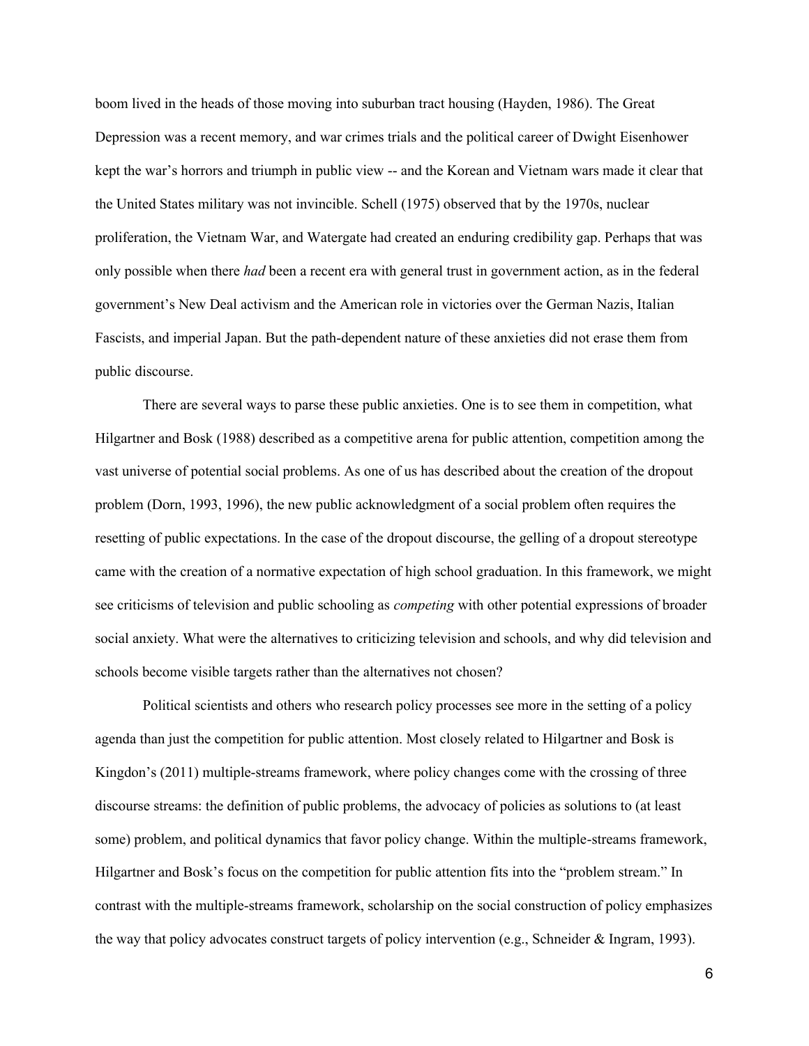boom lived in the heads of those moving into suburban tract housing (Hayden, 1986). The Great Depression was a recent memory, and war crimes trials and the political career of Dwight Eisenhower kept the war's horrors and triumph in public view -- and the Korean and Vietnam wars made it clear that the United States military was not invincible. Schell (1975) observed that by the 1970s, nuclear proliferation, the Vietnam War, and Watergate had created an enduring credibility gap. Perhaps that was only possible when there *had* been a recent era with general trust in government action, as in the federal government's New Deal activism and the American role in victories over the German Nazis, Italian Fascists, and imperial Japan. But the path-dependent nature of these anxieties did not erase them from public discourse.

There are several ways to parse these public anxieties. One is to see them in competition, what Hilgartner and Bosk (1988) described as a competitive arena for public attention, competition among the vast universe of potential social problems. As one of us has described about the creation of the dropout problem (Dorn, 1993, 1996), the new public acknowledgment of a social problem often requires the resetting of public expectations. In the case of the dropout discourse, the gelling of a dropout stereotype came with the creation of a normative expectation of high school graduation. In this framework, we might see criticisms of television and public schooling as *competing* with other potential expressions of broader social anxiety. What were the alternatives to criticizing television and schools, and why did television and schools become visible targets rather than the alternatives not chosen?

Political scientists and others who research policy processes see more in the setting of a policy agenda than just the competition for public attention. Most closely related to Hilgartner and Bosk is Kingdon's (2011) multiple-streams framework, where policy changes come with the crossing of three discourse streams: the definition of public problems, the advocacy of policies as solutions to (at least some) problem, and political dynamics that favor policy change. Within the multiple-streams framework, Hilgartner and Bosk's focus on the competition for public attention fits into the "problem stream." In contrast with the multiple-streams framework, scholarship on the social construction of policy emphasizes the way that policy advocates construct targets of policy intervention (e.g., Schneider & Ingram, 1993).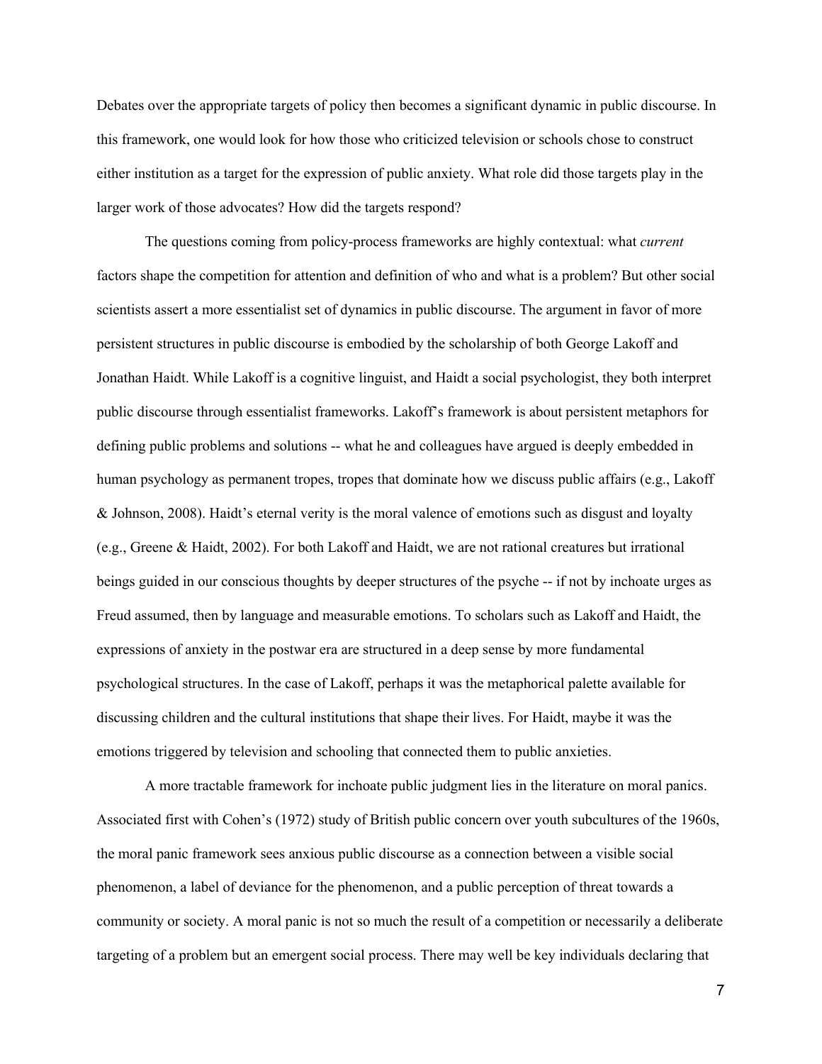Debates over the appropriate targets of policy then becomes a significant dynamic in public discourse. In this framework, one would look for how those who criticized television or schools chose to construct either institution as a target for the expression of public anxiety. What role did those targets play in the larger work of those advocates? How did the targets respond?

The questions coming from policy-process frameworks are highly contextual: what *current* factors shape the competition for attention and definition of who and what is a problem? But other social scientists assert a more essentialist set of dynamics in public discourse. The argument in favor of more persistent structures in public discourse is embodied by the scholarship of both George Lakoff and Jonathan Haidt. While Lakoff is a cognitive linguist, and Haidt a social psychologist, they both interpret public discourse through essentialist frameworks. Lakoff's framework is about persistent metaphors for defining public problems and solutions -- what he and colleagues have argued is deeply embedded in human psychology as permanent tropes, tropes that dominate how we discuss public affairs (e.g., Lakoff & Johnson, 2008). Haidt's eternal verity is the moral valence of emotions such as disgust and loyalty (e.g., Greene & Haidt, 2002). For both Lakoff and Haidt, we are not rational creatures but irrational beings guided in our conscious thoughts by deeper structures of the psyche -- if not by inchoate urges as Freud assumed, then by language and measurable emotions. To scholars such as Lakoff and Haidt, the expressions of anxiety in the postwar era are structured in a deep sense by more fundamental psychological structures. In the case of Lakoff, perhaps it was the metaphorical palette available for discussing children and the cultural institutions that shape their lives. For Haidt, maybe it was the emotions triggered by television and schooling that connected them to public anxieties.

A more tractable framework for inchoate public judgment lies in the literature on moral panics. Associated first with Cohen's (1972) study of British public concern over youth subcultures of the 1960s, the moral panic framework sees anxious public discourse as a connection between a visible social phenomenon, a label of deviance for the phenomenon, and a public perception of threat towards a community or society. A moral panic is not so much the result of a competition or necessarily a deliberate targeting of a problem but an emergent social process. There may well be key individuals declaring that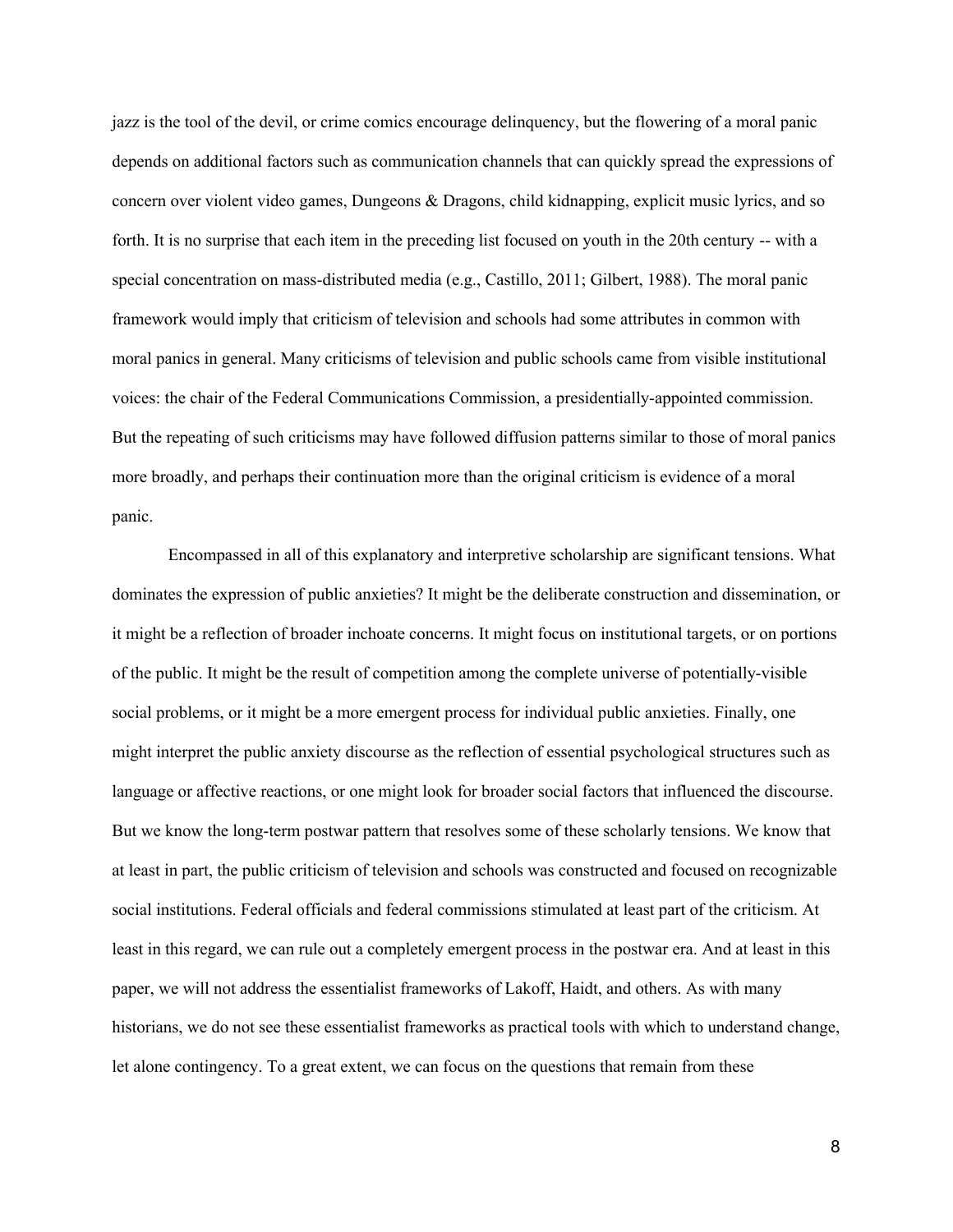jazz is the tool of the devil, or crime comics encourage delinquency, but the flowering of a moral panic depends on additional factors such as communication channels that can quickly spread the expressions of concern over violent video games, Dungeons & Dragons, child kidnapping, explicit music lyrics, and so forth. It is no surprise that each item in the preceding list focused on youth in the 20th century -- with a special concentration on mass-distributed media (e.g., Castillo, 2011; Gilbert, 1988). The moral panic framework would imply that criticism of television and schools had some attributes in common with moral panics in general. Many criticisms of television and public schools came from visible institutional voices: the chair of the Federal Communications Commission, a presidentially-appointed commission. But the repeating of such criticisms may have followed diffusion patterns similar to those of moral panics more broadly, and perhaps their continuation more than the original criticism is evidence of a moral panic.

Encompassed in all of this explanatory and interpretive scholarship are significant tensions. What dominates the expression of public anxieties? It might be the deliberate construction and dissemination, or it might be a reflection of broader inchoate concerns. It might focus on institutional targets, or on portions of the public. It might be the result of competition among the complete universe of potentially-visible social problems, or it might be a more emergent process for individual public anxieties. Finally, one might interpret the public anxiety discourse as the reflection of essential psychological structures such as language or affective reactions, or one might look for broader social factors that influenced the discourse. But we know the long-term postwar pattern that resolves some of these scholarly tensions. We know that at least in part, the public criticism of television and schools was constructed and focused on recognizable social institutions. Federal officials and federal commissions stimulated at least part of the criticism. At least in this regard, we can rule out a completely emergent process in the postwar era. And at least in this paper, we will not address the essentialist frameworks of Lakoff, Haidt, and others. As with many historians, we do not see these essentialist frameworks as practical tools with which to understand change, let alone contingency. To a great extent, we can focus on the questions that remain from these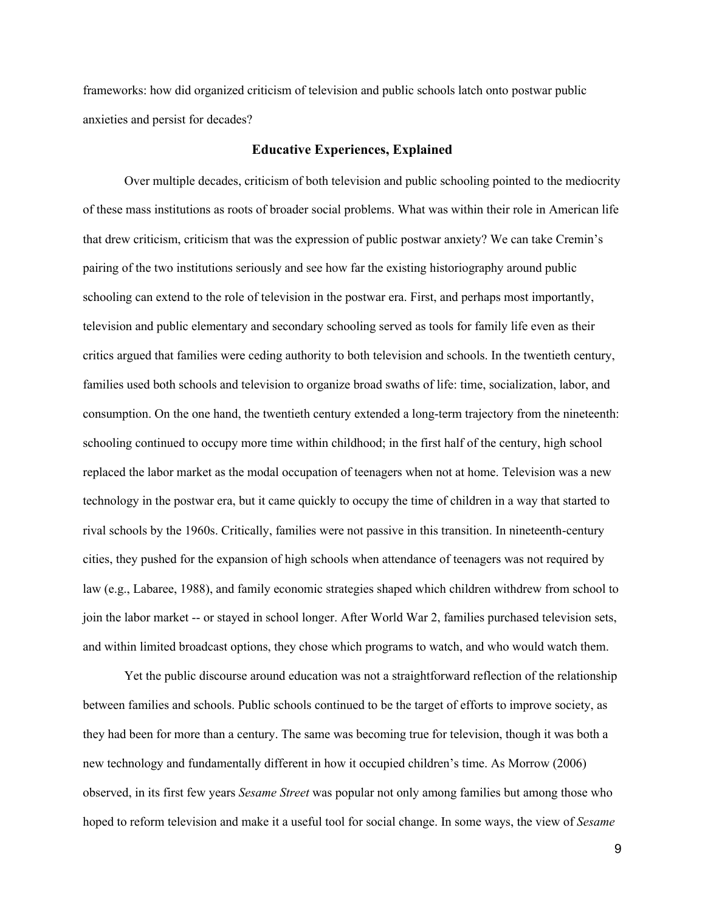frameworks: how did organized criticism of television and public schools latch onto postwar public anxieties and persist for decades?

## Educative Experiences, Explained

Over multiple decades, criticism of both television and public schooling pointed to the mediocrity of these mass institutions as roots of broader social problems. What was within their role in American life that drew criticism, criticism that was the expression of public postwar anxiety? We can take Cremin's pairing of the two institutions seriously and see how far the existing historiography around public schooling can extend to the role of television in the postwar era. First, and perhaps most importantly, television and public elementary and secondary schooling served as tools for family life even as their critics argued that families were ceding authority to both television and schools. In the twentieth century, families used both schools and television to organize broad swaths of life: time, socialization, labor, and consumption. On the one hand, the twentieth century extended a long-term trajectory from the nineteenth: schooling continued to occupy more time within childhood; in the first half of the century, high school replaced the labor market as the modal occupation of teenagers when not at home. Television was a new technology in the postwar era, but it came quickly to occupy the time of children in a way that started to rival schools by the 1960s. Critically, families were not passive in this transition. In nineteenth-century cities, they pushed for the expansion of high schools when attendance of teenagers was not required by law (e.g., Labaree, 1988), and family economic strategies shaped which children withdrew from school to join the labor market -- or stayed in school longer. After World War 2, families purchased television sets, and within limited broadcast options, they chose which programs to watch, and who would watch them.

Yet the public discourse around education was not a straightforward reflection of the relationship between families and schools. Public schools continued to be the target of efforts to improve society, as they had been for more than a century. The same was becoming true for television, though it was both a new technology and fundamentally different in how it occupied children's time. As Morrow (2006) observed, in its first few years *Sesame Street* was popular not only among families but among those who hoped to reform television and make it a useful tool for social change. In some ways, the view of *Sesame*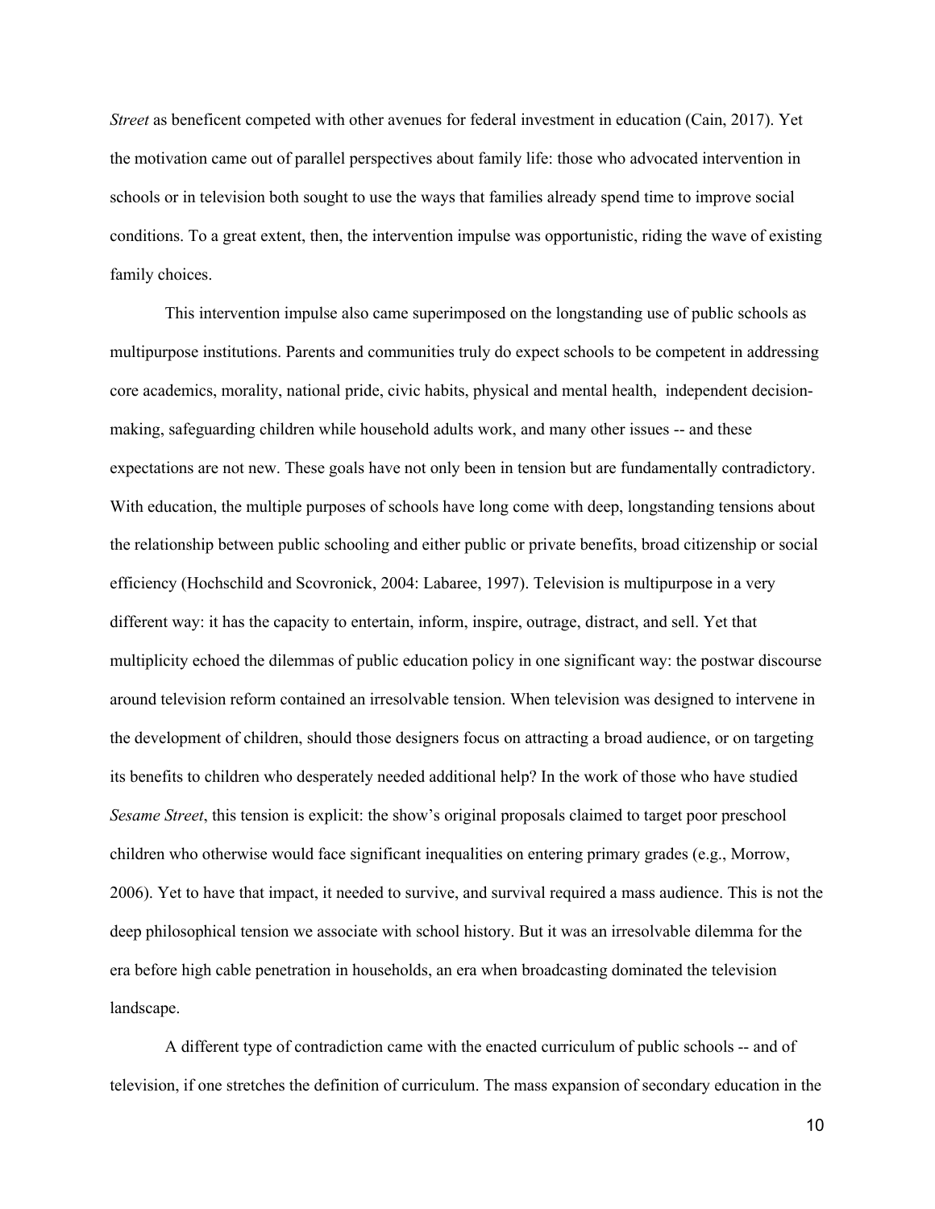*Street* as beneficent competed with other avenues for federal investment in education (Cain, 2017). Yet the motivation came out of parallel perspectives about family life: those who advocated intervention in schools or in television both sought to use the ways that families already spend time to improve social conditions. To a great extent, then, the intervention impulse was opportunistic, riding the wave of existing family choices.

This intervention impulse also came superimposed on the longstanding use of public schools as multipurpose institutions. Parents and communities truly do expect schools to be competent in addressing core academics, morality, national pride, civic habits, physical and mental health, independent decision-making, safeguarding children while household adults work, and many other issues -- and these expectations are not new. These goals have not only been in tension but are fundamentally contradictory. With education, the multiple purposes of schools have long come with deep, longstanding tensions about the relationship between public schooling and either public or private benefits, broad citizenship or social efficiency (Hochschild and Scovronick, 2004: Labaree, 1997). Television is multipurpose in a very different way: it has the capacity to entertain, inform, inspire, outrage, distract, and sell. Yet that multiplicity echoed the dilemmas of public education policy in one significant way: the postwar discourse around television reform contained an irresolvable tension. When television was designed to intervene in the development of children, should those designers focus on attracting a broad audience, or on targeting its benefits to children who desperately needed additional help? In the work of those who have studied *Sesame Street*, this tension is explicit: the show's original proposals claimed to target poor preschool children who otherwise would face significant inequalities on entering primary grades (e.g., Morrow, 2006). Yet to have that impact, it needed to survive, and survival required a mass audience. This is not the deep philosophical tension we associate with school history. But it was an irresolvable dilemma for the era before high cable penetration in households, an era when broadcasting dominated the television landscape.

A different type of contradiction came with the enacted curriculum of public schools -- and of television, if one stretches the definition of curriculum. The mass expansion of secondary education in the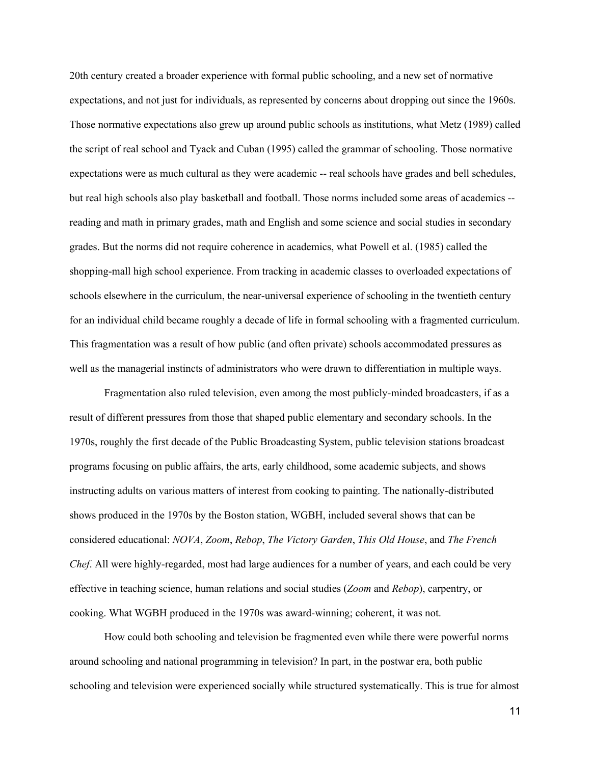20th century created a broader experience with formal public schooling, and a new set of normative expectations, and not just for individuals, as represented by concerns about dropping out since the 1960s. Those normative expectations also grew up around public schools as institutions, what Metz (1989) called the script of real school and Tyack and Cuban (1995) called the grammar of schooling. Those normative expectations were as much cultural as they were academic -- real schools have grades and bell schedules, but real high schools also play basketball and football. Those norms included some areas of academics -- reading and math in primary grades, math and English and some science and social studies in secondary grades. But the norms did not require coherence in academics, what Powell et al. (1985) called the shopping-mall high school experience. From tracking in academic classes to overloaded expectations of schools elsewhere in the curriculum, the near-universal experience of schooling in the twentieth century for an individual child became roughly a decade of life in formal schooling with a fragmented curriculum. This fragmentation was a result of how public (and often private) schools accommodated pressures as well as the managerial instincts of administrators who were drawn to differentiation in multiple ways.

Fragmentation also ruled television, even among the most publicly-minded broadcasters, if as a result of different pressures from those that shaped public elementary and secondary schools. In the 1970s, roughly the first decade of the Public Broadcasting System, public television stations broadcast programs focusing on public affairs, the arts, early childhood, some academic subjects, and shows instructing adults on various matters of interest from cooking to painting. The nationally-distributed shows produced in the 1970s by the Boston station, WGBH, included several shows that can be considered educational: *NOVA*, *Zoom*, *Rebop*, *The Victory Garden*, *This Old House*, and *The French Chef*. All were highly-regarded, most had large audiences for a number of years, and each could be very effective in teaching science, human relations and social studies (*Zoom* and *Rebop*), carpentry, or cooking. What WGBH produced in the 1970s was award-winning; coherent, it was not.

How could both schooling and television be fragmented even while there were powerful norms around schooling and national programming in television? In part, in the postwar era, both public schooling and television were experienced socially while structured systematically. This is true for almost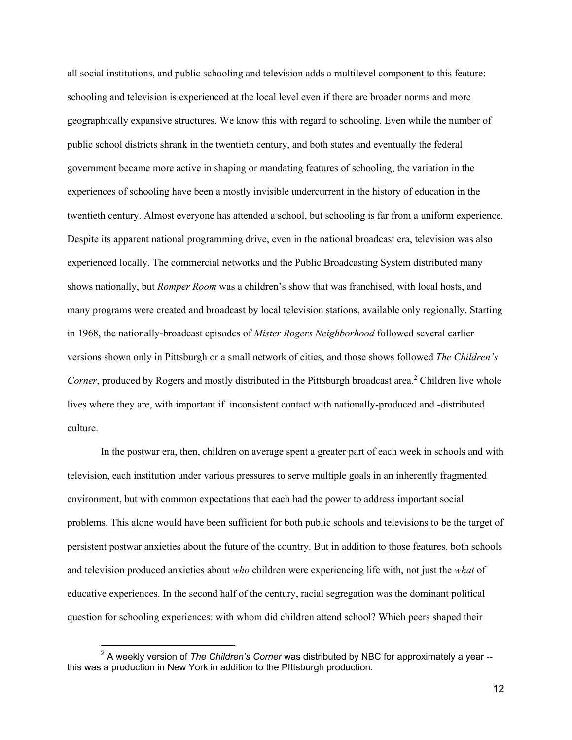all social institutions, and public schooling and television adds a multilevel component to this feature: schooling and television is experienced at the local level even if there are broader norms and more geographically expansive structures. We know this with regard to schooling. Even while the number of public school districts shrank in the twentieth century, and both states and eventually the federal government became more active in shaping or mandating features of schooling, the variation in the experiences of schooling have been a mostly invisible undercurrent in the history of education in the twentieth century. Almost everyone has attended a school, but schooling is far from a uniform experience. Despite its apparent national programming drive, even in the national broadcast era, television was also experienced locally. The commercial networks and the Public Broadcasting System distributed many shows nationally, but *Romper Room* was a children's show that was franchised, with local hosts, and many programs were created and broadcast by local television stations, available only regionally. Starting in 1968, the nationally-broadcast episodes of *Mister Rogers Neighborhood* followed several earlier versions shown only in Pittsburgh or a small network of cities, and those shows followed *The Children's Corner*, produced by Rogers and mostly distributed in the Pittsburgh broadcast area.[2] Children live whole lives where they are, with important if inconsistent contact with nationally-produced and -distributed culture.

In the postwar era, then, children on average spent a greater part of each week in schools and with television, each institution under various pressures to serve multiple goals in an inherently fragmented environment, but with common expectations that each had the power to address important social problems. This alone would have been sufficient for both public schools and televisions to be the target of persistent postwar anxieties about the future of the country. But in addition to those features, both schools and television produced anxieties about *who* children were experiencing life with, not just the *what* of educative experiences. In the second half of the century, racial segregation was the dominant political question for schooling experiences: with whom did children attend school? Which peers shaped their

---

[2] A weekly version of *The Children's Corner* was distributed by NBC for approximately a year -- this was a production in New York in addition to the PIttsburgh production.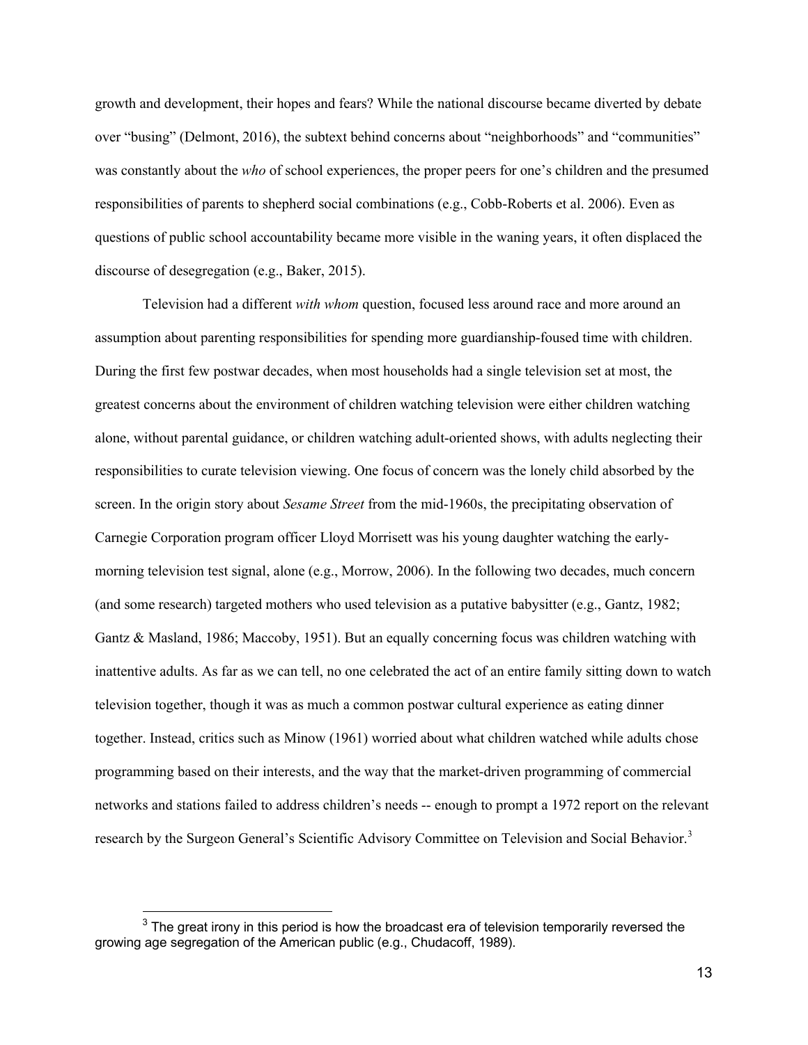growth and development, their hopes and fears? While the national discourse became diverted by debate over "busing" (Delmont, 2016), the subtext behind concerns about "neighborhoods" and "communities" was constantly about the *who* of school experiences, the proper peers for one's children and the presumed responsibilities of parents to shepherd social combinations (e.g., Cobb-Roberts et al. 2006). Even as questions of public school accountability became more visible in the waning years, it often displaced the discourse of desegregation (e.g., Baker, 2015).

Television had a different *with whom* question, focused less around race and more around an assumption about parenting responsibilities for spending more guardianship-foused time with children. During the first few postwar decades, when most households had a single television set at most, the greatest concerns about the environment of children watching television were either children watching alone, without parental guidance, or children watching adult-oriented shows, with adults neglecting their responsibilities to curate television viewing. One focus of concern was the lonely child absorbed by the screen. In the origin story about *Sesame Street* from the mid-1960s, the precipitating observation of Carnegie Corporation program officer Lloyd Morrisett was his young daughter watching the early-morning television test signal, alone (e.g., Morrow, 2006). In the following two decades, much concern (and some research) targeted mothers who used television as a putative babysitter (e.g., Gantz, 1982; Gantz & Masland, 1986; Maccoby, 1951). But an equally concerning focus was children watching with inattentive adults. As far as we can tell, no one celebrated the act of an entire family sitting down to watch television together, though it was as much a common postwar cultural experience as eating dinner together. Instead, critics such as Minow (1961) worried about what children watched while adults chose programming based on their interests, and the way that the market-driven programming of commercial networks and stations failed to address children's needs -- enough to prompt a 1972 report on the relevant research by the Surgeon General's Scientific Advisory Committee on Television and Social Behavior.[3]

[3] The great irony in this period is how the broadcast era of television temporarily reversed the growing age segregation of the American public (e.g., Chudacoff, 1989).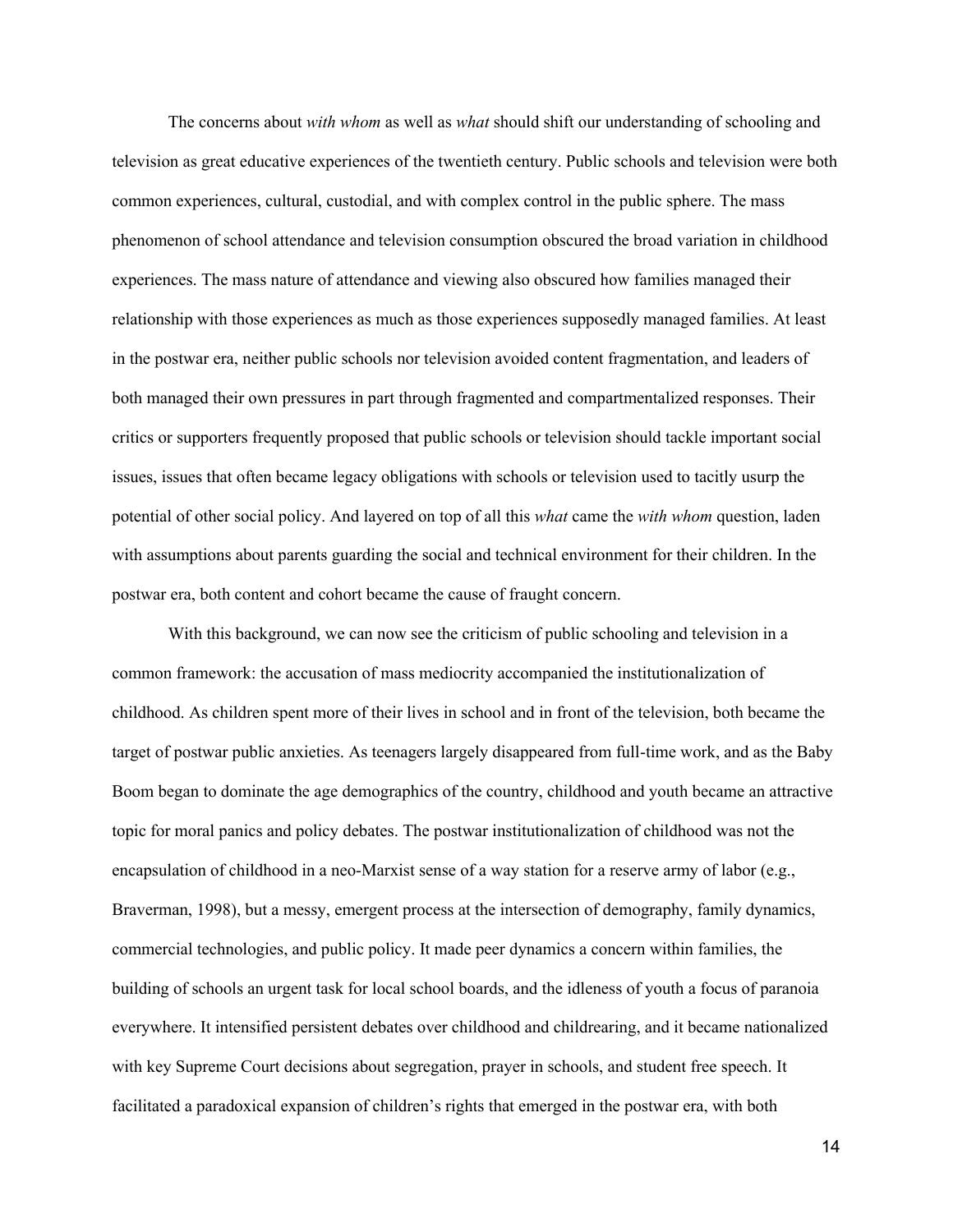The concerns about *with whom* as well as *what* should shift our understanding of schooling and television as great educative experiences of the twentieth century. Public schools and television were both common experiences, cultural, custodial, and with complex control in the public sphere. The mass phenomenon of school attendance and television consumption obscured the broad variation in childhood experiences. The mass nature of attendance and viewing also obscured how families managed their relationship with those experiences as much as those experiences supposedly managed families. At least in the postwar era, neither public schools nor television avoided content fragmentation, and leaders of both managed their own pressures in part through fragmented and compartmentalized responses. Their critics or supporters frequently proposed that public schools or television should tackle important social issues, issues that often became legacy obligations with schools or television used to tacitly usurp the potential of other social policy. And layered on top of all this *what* came the *with whom* question, laden with assumptions about parents guarding the social and technical environment for their children. In the postwar era, both content and cohort became the cause of fraught concern.

With this background, we can now see the criticism of public schooling and television in a common framework: the accusation of mass mediocrity accompanied the institutionalization of childhood. As children spent more of their lives in school and in front of the television, both became the target of postwar public anxieties. As teenagers largely disappeared from full-time work, and as the Baby Boom began to dominate the age demographics of the country, childhood and youth became an attractive topic for moral panics and policy debates. The postwar institutionalization of childhood was not the encapsulation of childhood in a neo-Marxist sense of a way station for a reserve army of labor (e.g., Braverman, 1998), but a messy, emergent process at the intersection of demography, family dynamics, commercial technologies, and public policy. It made peer dynamics a concern within families, the building of schools an urgent task for local school boards, and the idleness of youth a focus of paranoia everywhere. It intensified persistent debates over childhood and childrearing, and it became nationalized with key Supreme Court decisions about segregation, prayer in schools, and student free speech. It facilitated a paradoxical expansion of children's rights that emerged in the postwar era, with both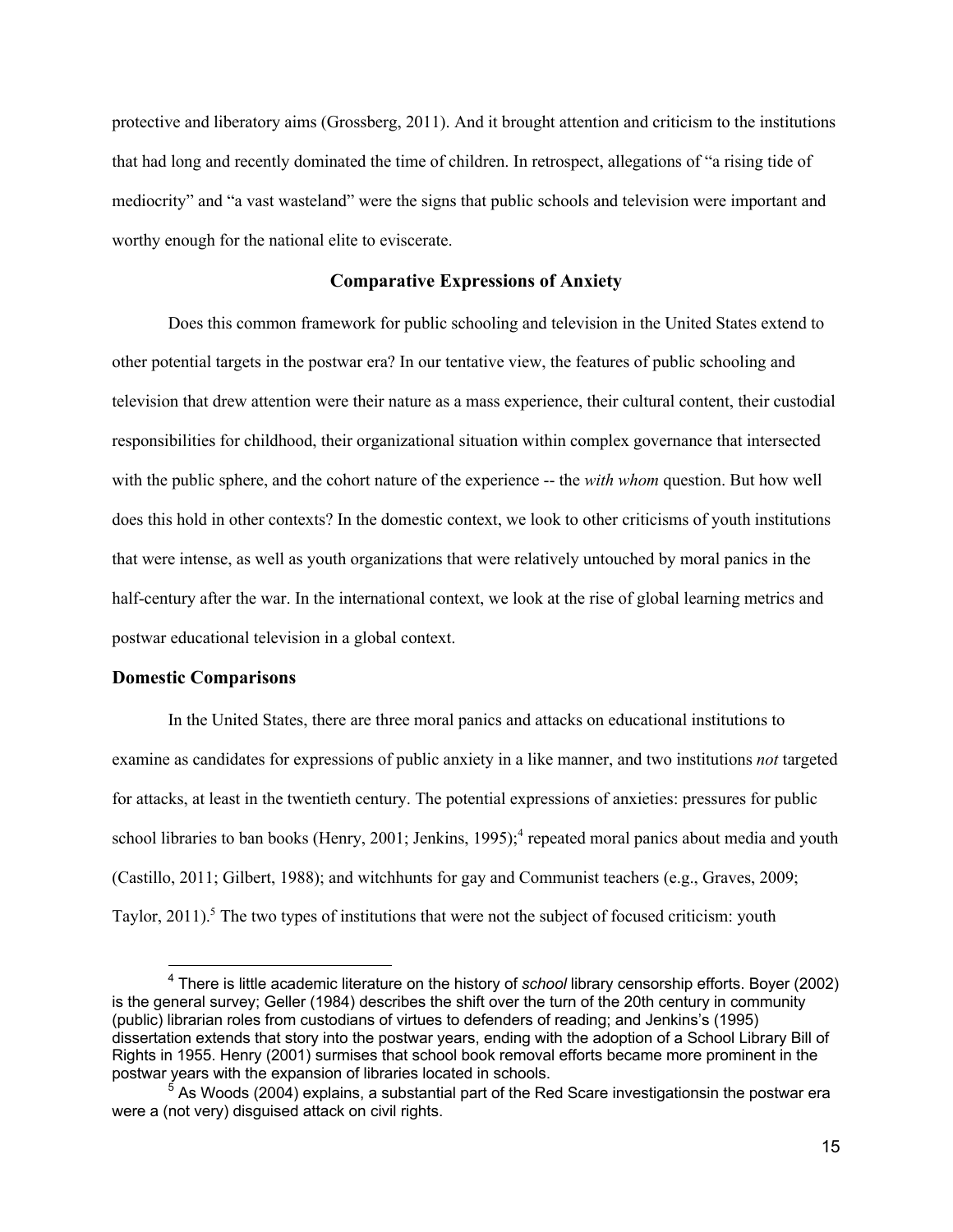protective and liberatory aims (Grossberg, 2011). And it brought attention and criticism to the institutions that had long and recently dominated the time of children. In retrospect, allegations of "a rising tide of mediocrity" and "a vast wasteland" were the signs that public schools and television were important and worthy enough for the national elite to eviscerate.

## Comparative Expressions of Anxiety

Does this common framework for public schooling and television in the United States extend to other potential targets in the postwar era? In our tentative view, the features of public schooling and television that drew attention were their nature as a mass experience, their cultural content, their custodial responsibilities for childhood, their organizational situation within complex governance that intersected with the public sphere, and the cohort nature of the experience -- the *with whom* question. But how well does this hold in other contexts? In the domestic context, we look to other criticisms of youth institutions that were intense, as well as youth organizations that were relatively untouched by moral panics in the half-century after the war. In the international context, we look at the rise of global learning metrics and postwar educational television in a global context.

### Domestic Comparisons

In the United States, there are three moral panics and attacks on educational institutions to examine as candidates for expressions of public anxiety in a like manner, and two institutions *not* targeted for attacks, at least in the twentieth century. The potential expressions of anxieties: pressures for public school libraries to ban books (Henry, 2001; Jenkins, 1995);[4] repeated moral panics about media and youth (Castillo, 2011; Gilbert, 1988); and witchhunts for gay and Communist teachers (e.g., Graves, 2009; Taylor, 2011).[5] The two types of institutions that were not the subject of focused criticism: youth

[4] There is little academic literature on the history of *school* library censorship efforts. Boyer (2002) is the general survey; Geller (1984) describes the shift over the turn of the 20th century in community (public) librarian roles from custodians of virtues to defenders of reading; and Jenkins's (1995) dissertation extends that story into the postwar years, ending with the adoption of a School Library Bill of Rights in 1955. Henry (2001) surmises that school book removal efforts became more prominent in the postwar years with the expansion of libraries located in schools.

[5] As Woods (2004) explains, a substantial part of the Red Scare investigationsin the postwar era were a (not very) disguised attack on civil rights.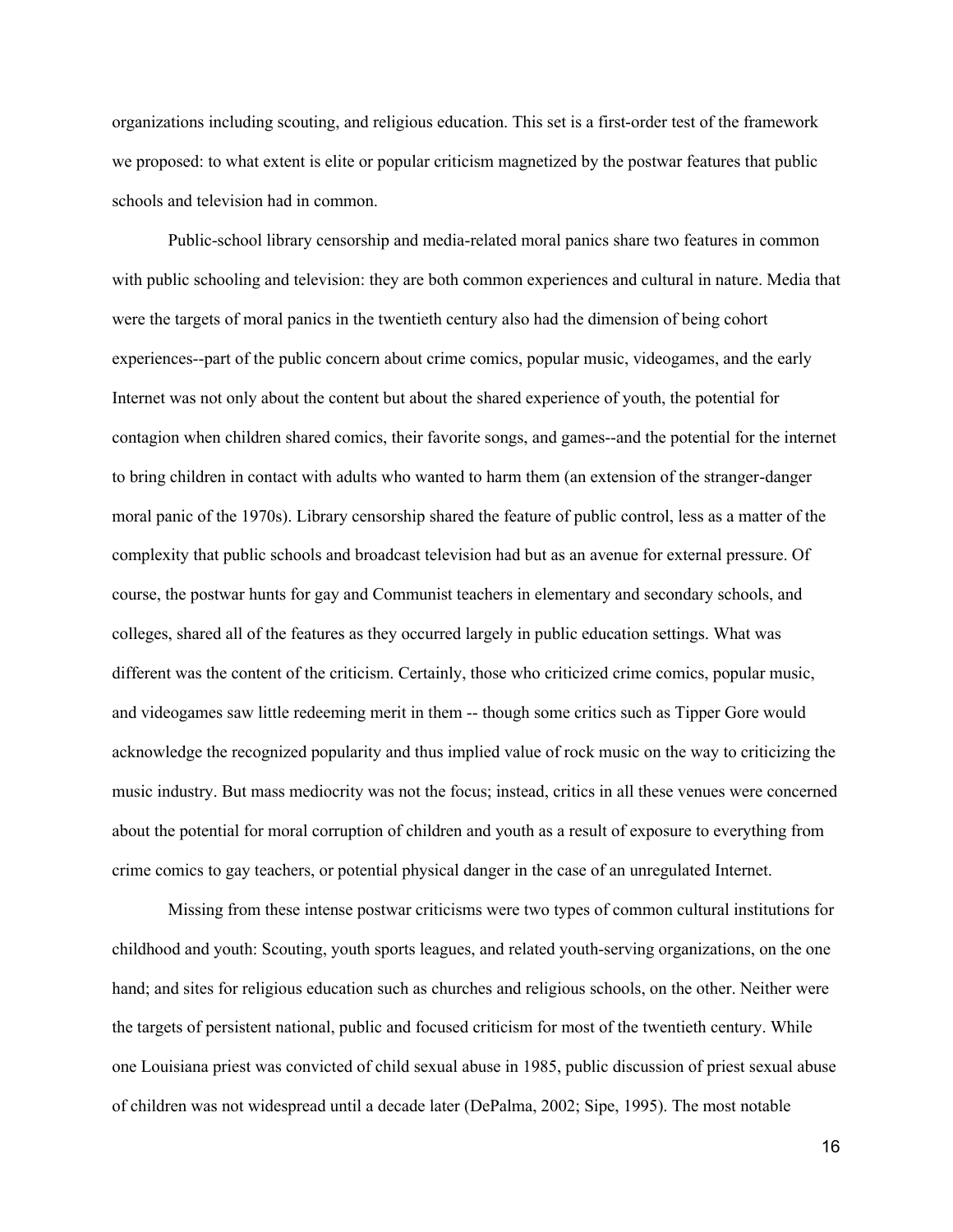organizations including scouting, and religious education. This set is a first-order test of the framework we proposed: to what extent is elite or popular criticism magnetized by the postwar features that public schools and television had in common.

Public-school library censorship and media-related moral panics share two features in common with public schooling and television: they are both common experiences and cultural in nature. Media that were the targets of moral panics in the twentieth century also had the dimension of being cohort experiences--part of the public concern about crime comics, popular music, videogames, and the early Internet was not only about the content but about the shared experience of youth, the potential for contagion when children shared comics, their favorite songs, and games--and the potential for the internet to bring children in contact with adults who wanted to harm them (an extension of the stranger-danger moral panic of the 1970s). Library censorship shared the feature of public control, less as a matter of the complexity that public schools and broadcast television had but as an avenue for external pressure. Of course, the postwar hunts for gay and Communist teachers in elementary and secondary schools, and colleges, shared all of the features as they occurred largely in public education settings. What was different was the content of the criticism. Certainly, those who criticized crime comics, popular music, and videogames saw little redeeming merit in them -- though some critics such as Tipper Gore would acknowledge the recognized popularity and thus implied value of rock music on the way to criticizing the music industry. But mass mediocrity was not the focus; instead, critics in all these venues were concerned about the potential for moral corruption of children and youth as a result of exposure to everything from crime comics to gay teachers, or potential physical danger in the case of an unregulated Internet.

Missing from these intense postwar criticisms were two types of common cultural institutions for childhood and youth: Scouting, youth sports leagues, and related youth-serving organizations, on the one hand; and sites for religious education such as churches and religious schools, on the other. Neither were the targets of persistent national, public and focused criticism for most of the twentieth century. While one Louisiana priest was convicted of child sexual abuse in 1985, public discussion of priest sexual abuse of children was not widespread until a decade later (DePalma, 2002; Sipe, 1995). The most notable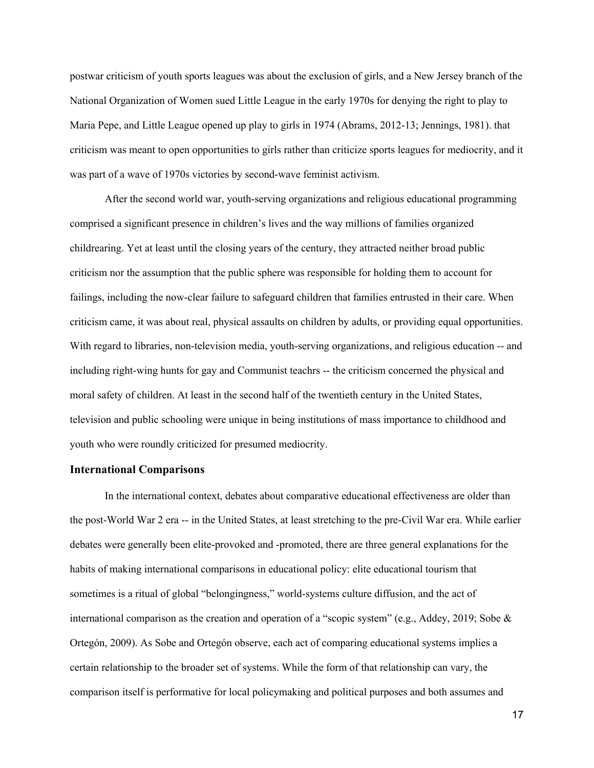postwar criticism of youth sports leagues was about the exclusion of girls, and a New Jersey branch of the National Organization of Women sued Little League in the early 1970s for denying the right to play to Maria Pepe, and Little League opened up play to girls in 1974 (Abrams, 2012-13; Jennings, 1981). that criticism was meant to open opportunities to girls rather than criticize sports leagues for mediocrity, and it was part of a wave of 1970s victories by second-wave feminist activism.

After the second world war, youth-serving organizations and religious educational programming comprised a significant presence in children's lives and the way millions of families organized childrearing. Yet at least until the closing years of the century, they attracted neither broad public criticism nor the assumption that the public sphere was responsible for holding them to account for failings, including the now-clear failure to safeguard children that families entrusted in their care. When criticism came, it was about real, physical assaults on children by adults, or providing equal opportunities. With regard to libraries, non-television media, youth-serving organizations, and religious education -- and including right-wing hunts for gay and Communist teachrs -- the criticism concerned the physical and moral safety of children. At least in the second half of the twentieth century in the United States, television and public schooling were unique in being institutions of mass importance to childhood and youth who were roundly criticized for presumed mediocrity.

### International Comparisons

In the international context, debates about comparative educational effectiveness are older than the post-World War 2 era -- in the United States, at least stretching to the pre-Civil War era. While earlier debates were generally been elite-provoked and -promoted, there are three general explanations for the habits of making international comparisons in educational policy: elite educational tourism that sometimes is a ritual of global "belongingness," world-systems culture diffusion, and the act of international comparison as the creation and operation of a "scopic system" (e.g., Addey, 2019; Sobe & Ortegón, 2009). As Sobe and Ortegón observe, each act of comparing educational systems implies a certain relationship to the broader set of systems. While the form of that relationship can vary, the comparison itself is performative for local policymaking and political purposes and both assumes and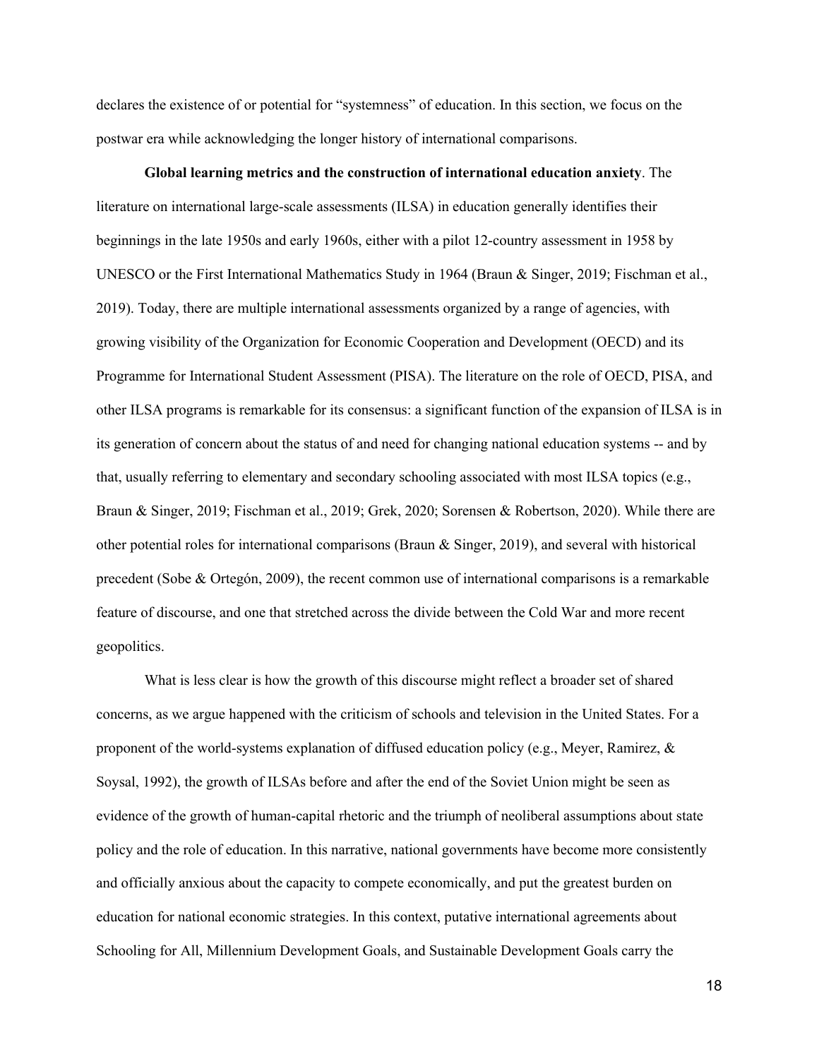declares the existence of or potential for "systemness" of education. In this section, we focus on the postwar era while acknowledging the longer history of international comparisons.

**Global learning metrics and the construction of international education anxiety**. The literature on international large-scale assessments (ILSA) in education generally identifies their beginnings in the late 1950s and early 1960s, either with a pilot 12-country assessment in 1958 by UNESCO or the First International Mathematics Study in 1964 (Braun & Singer, 2019; Fischman et al., 2019). Today, there are multiple international assessments organized by a range of agencies, with growing visibility of the Organization for Economic Cooperation and Development (OECD) and its Programme for International Student Assessment (PISA). The literature on the role of OECD, PISA, and other ILSA programs is remarkable for its consensus: a significant function of the expansion of ILSA is in its generation of concern about the status of and need for changing national education systems -- and by that, usually referring to elementary and secondary schooling associated with most ILSA topics (e.g., Braun & Singer, 2019; Fischman et al., 2019; Grek, 2020; Sorensen & Robertson, 2020). While there are other potential roles for international comparisons (Braun & Singer, 2019), and several with historical precedent (Sobe & Ortegón, 2009), the recent common use of international comparisons is a remarkable feature of discourse, and one that stretched across the divide between the Cold War and more recent geopolitics.

What is less clear is how the growth of this discourse might reflect a broader set of shared concerns, as we argue happened with the criticism of schools and television in the United States. For a proponent of the world-systems explanation of diffused education policy (e.g., Meyer, Ramirez, & Soysal, 1992), the growth of ILSAs before and after the end of the Soviet Union might be seen as evidence of the growth of human-capital rhetoric and the triumph of neoliberal assumptions about state policy and the role of education. In this narrative, national governments have become more consistently and officially anxious about the capacity to compete economically, and put the greatest burden on education for national economic strategies. In this context, putative international agreements about Schooling for All, Millennium Development Goals, and Sustainable Development Goals carry the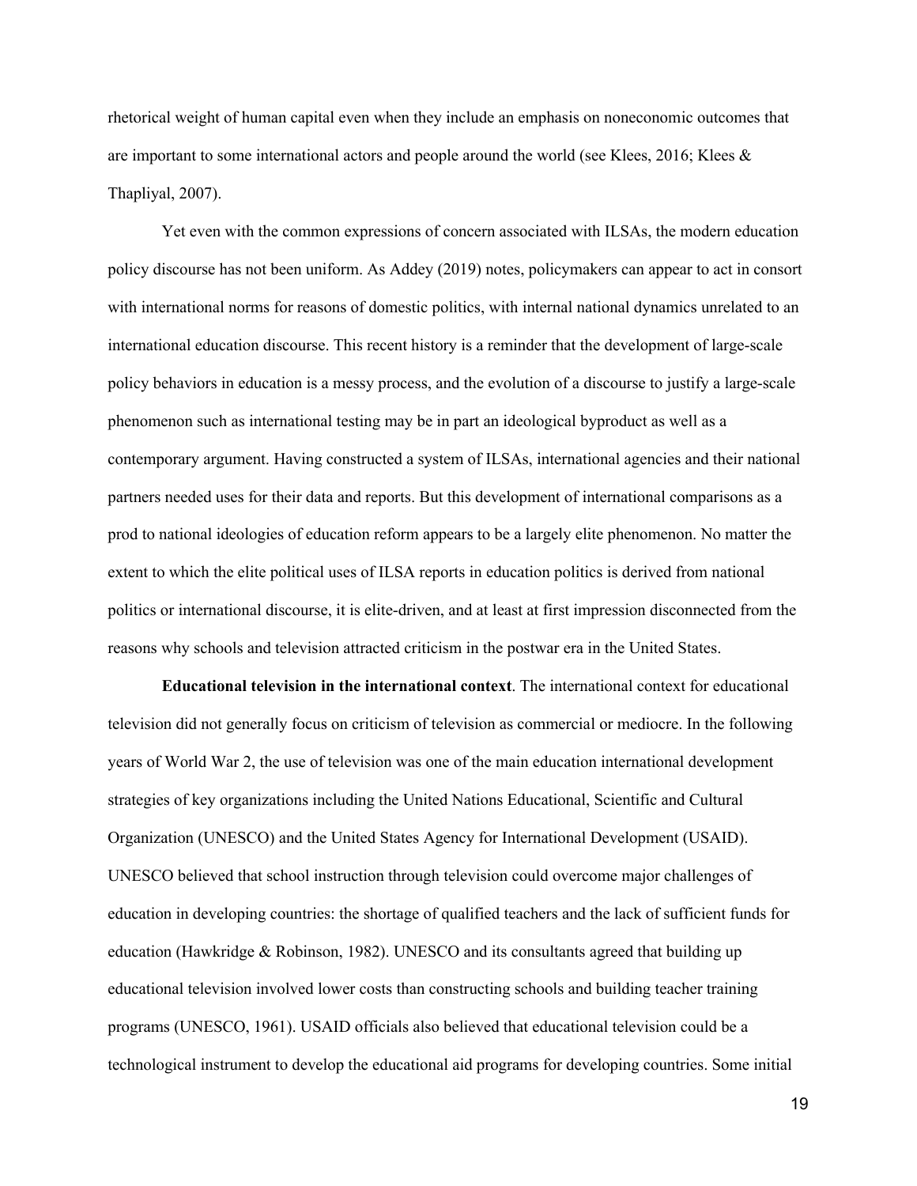rhetorical weight of human capital even when they include an emphasis on noneconomic outcomes that are important to some international actors and people around the world (see Klees, 2016; Klees & Thapliyal, 2007).

Yet even with the common expressions of concern associated with ILSAs, the modern education policy discourse has not been uniform. As Addey (2019) notes, policymakers can appear to act in consort with international norms for reasons of domestic politics, with internal national dynamics unrelated to an international education discourse. This recent history is a reminder that the development of large-scale policy behaviors in education is a messy process, and the evolution of a discourse to justify a large-scale phenomenon such as international testing may be in part an ideological byproduct as well as a contemporary argument. Having constructed a system of ILSAs, international agencies and their national partners needed uses for their data and reports. But this development of international comparisons as a prod to national ideologies of education reform appears to be a largely elite phenomenon. No matter the extent to which the elite political uses of ILSA reports in education politics is derived from national politics or international discourse, it is elite-driven, and at least at first impression disconnected from the reasons why schools and television attracted criticism in the postwar era in the United States.

**Educational television in the international context**. The international context for educational television did not generally focus on criticism of television as commercial or mediocre. In the following years of World War 2, the use of television was one of the main education international development strategies of key organizations including the United Nations Educational, Scientific and Cultural Organization (UNESCO) and the United States Agency for International Development (USAID). UNESCO believed that school instruction through television could overcome major challenges of education in developing countries: the shortage of qualified teachers and the lack of sufficient funds for education (Hawkridge & Robinson, 1982). UNESCO and its consultants agreed that building up educational television involved lower costs than constructing schools and building teacher training programs (UNESCO, 1961). USAID officials also believed that educational television could be a technological instrument to develop the educational aid programs for developing countries. Some initial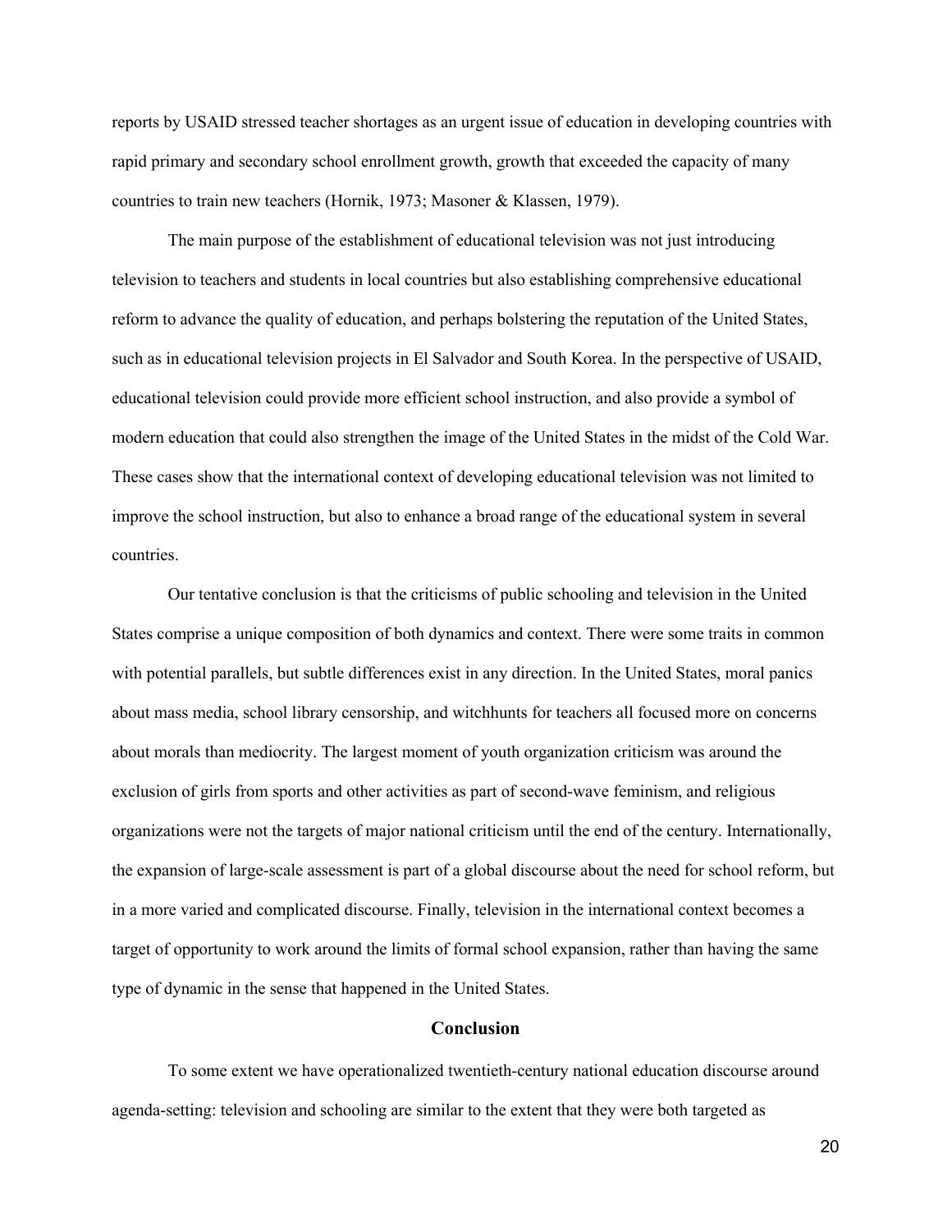reports by USAID stressed teacher shortages as an urgent issue of education in developing countries with rapid primary and secondary school enrollment growth, growth that exceeded the capacity of many countries to train new teachers (Hornik, 1973; Masoner & Klassen, 1979).

The main purpose of the establishment of educational television was not just introducing television to teachers and students in local countries but also establishing comprehensive educational reform to advance the quality of education, and perhaps bolstering the reputation of the United States, such as in educational television projects in El Salvador and South Korea. In the perspective of USAID, educational television could provide more efficient school instruction, and also provide a symbol of modern education that could also strengthen the image of the United States in the midst of the Cold War. These cases show that the international context of developing educational television was not limited to improve the school instruction, but also to enhance a broad range of the educational system in several countries.

Our tentative conclusion is that the criticisms of public schooling and television in the United States comprise a unique composition of both dynamics and context. There were some traits in common with potential parallels, but subtle differences exist in any direction. In the United States, moral panics about mass media, school library censorship, and witchhunts for teachers all focused more on concerns about morals than mediocrity. The largest moment of youth organization criticism was around the exclusion of girls from sports and other activities as part of second-wave feminism, and religious organizations were not the targets of major national criticism until the end of the century. Internationally, the expansion of large-scale assessment is part of a global discourse about the need for school reform, but in a more varied and complicated discourse. Finally, television in the international context becomes a target of opportunity to work around the limits of formal school expansion, rather than having the same type of dynamic in the sense that happened in the United States.

## Conclusion

To some extent we have operationalized twentieth-century national education discourse around agenda-setting: television and schooling are similar to the extent that they were both targeted as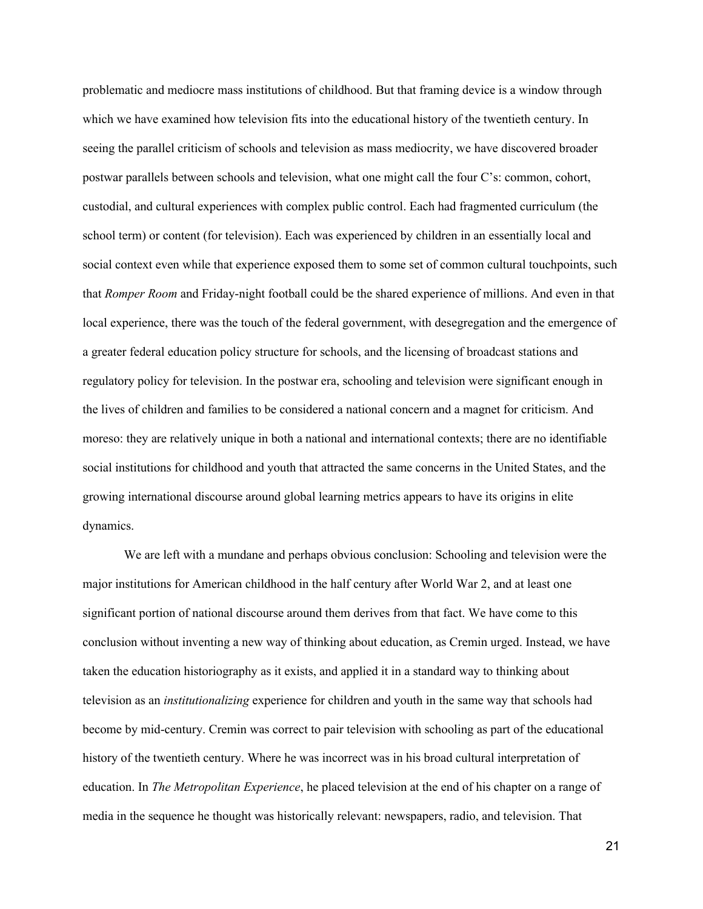problematic and mediocre mass institutions of childhood. But that framing device is a window through which we have examined how television fits into the educational history of the twentieth century. In seeing the parallel criticism of schools and television as mass mediocrity, we have discovered broader postwar parallels between schools and television, what one might call the four C's: common, cohort, custodial, and cultural experiences with complex public control. Each had fragmented curriculum (the school term) or content (for television). Each was experienced by children in an essentially local and social context even while that experience exposed them to some set of common cultural touchpoints, such that *Romper Room* and Friday-night football could be the shared experience of millions. And even in that local experience, there was the touch of the federal government, with desegregation and the emergence of a greater federal education policy structure for schools, and the licensing of broadcast stations and regulatory policy for television. In the postwar era, schooling and television were significant enough in the lives of children and families to be considered a national concern and a magnet for criticism. And moreso: they are relatively unique in both a national and international contexts; there are no identifiable social institutions for childhood and youth that attracted the same concerns in the United States, and the growing international discourse around global learning metrics appears to have its origins in elite dynamics.

We are left with a mundane and perhaps obvious conclusion: Schooling and television were the major institutions for American childhood in the half century after World War 2, and at least one significant portion of national discourse around them derives from that fact. We have come to this conclusion without inventing a new way of thinking about education, as Cremin urged. Instead, we have taken the education historiography as it exists, and applied it in a standard way to thinking about television as an *institutionalizing* experience for children and youth in the same way that schools had become by mid-century. Cremin was correct to pair television with schooling as part of the educational history of the twentieth century. Where he was incorrect was in his broad cultural interpretation of education. In *The Metropolitan Experience*, he placed television at the end of his chapter on a range of media in the sequence he thought was historically relevant: newspapers, radio, and television. That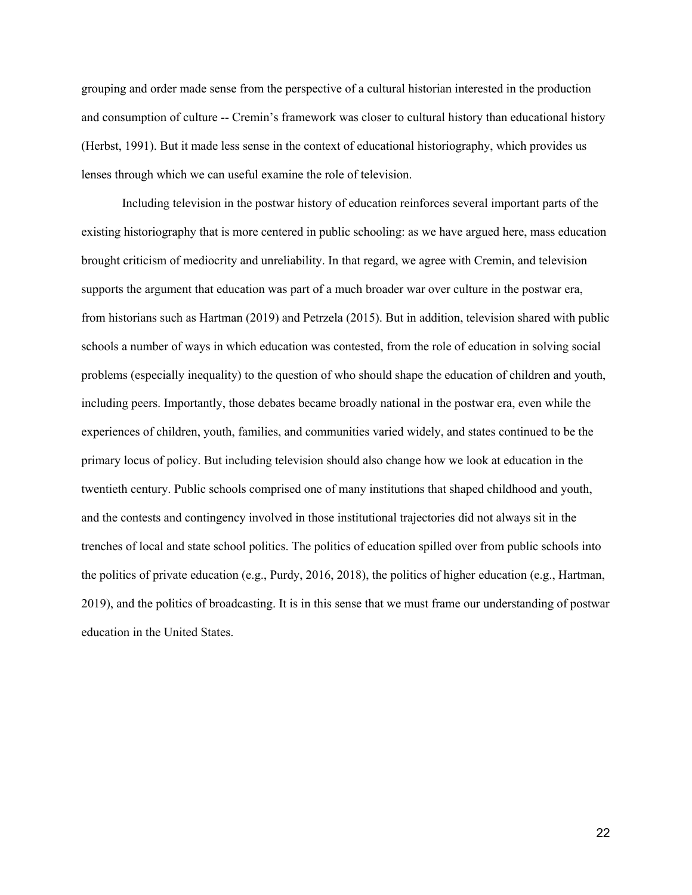grouping and order made sense from the perspective of a cultural historian interested in the production and consumption of culture -- Cremin's framework was closer to cultural history than educational history (Herbst, 1991). But it made less sense in the context of educational historiography, which provides us lenses through which we can useful examine the role of television.

Including television in the postwar history of education reinforces several important parts of the existing historiography that is more centered in public schooling: as we have argued here, mass education brought criticism of mediocrity and unreliability. In that regard, we agree with Cremin, and television supports the argument that education was part of a much broader war over culture in the postwar era, from historians such as Hartman (2019) and Petrzela (2015). But in addition, television shared with public schools a number of ways in which education was contested, from the role of education in solving social problems (especially inequality) to the question of who should shape the education of children and youth, including peers. Importantly, those debates became broadly national in the postwar era, even while the experiences of children, youth, families, and communities varied widely, and states continued to be the primary locus of policy. But including television should also change how we look at education in the twentieth century. Public schools comprised one of many institutions that shaped childhood and youth, and the contests and contingency involved in those institutional trajectories did not always sit in the trenches of local and state school politics. The politics of education spilled over from public schools into the politics of private education (e.g., Purdy, 2016, 2018), the politics of higher education (e.g., Hartman, 2019), and the politics of broadcasting. It is in this sense that we must frame our understanding of postwar education in the United States.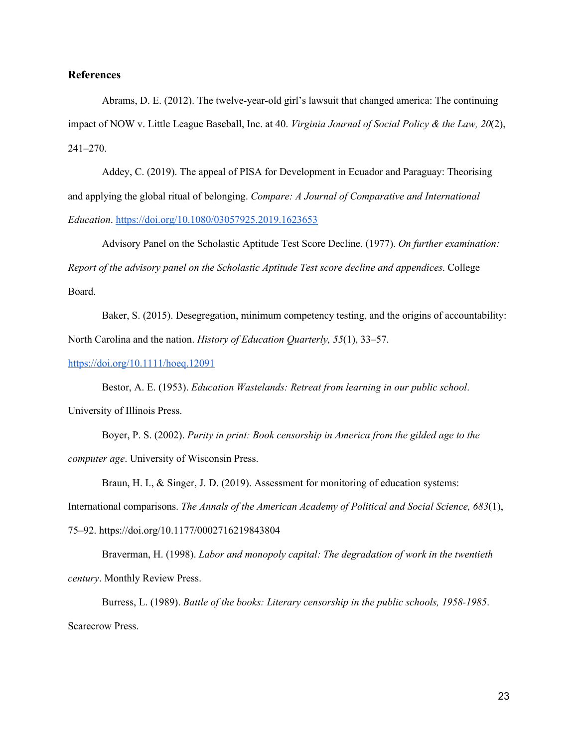**References**

Abrams, D. E. (2012). The twelve-year-old girl's lawsuit that changed america: The continuing impact of NOW v. Little League Baseball, Inc. at 40. *Virginia Journal of Social Policy & the Law, 20*(2), 241–270.

Addey, C. (2019). The appeal of PISA for Development in Ecuador and Paraguay: Theorising and applying the global ritual of belonging. *Compare: A Journal of Comparative and International Education*. https://doi.org/10.1080/03057925.2019.1623653

Advisory Panel on the Scholastic Aptitude Test Score Decline. (1977). *On further examination: Report of the advisory panel on the Scholastic Aptitude Test score decline and appendices*. College Board.

Baker, S. (2015). Desegregation, minimum competency testing, and the origins of accountability: North Carolina and the nation. *History of Education Quarterly, 55*(1), 33–57. https://doi.org/10.1111/hoeq.12091

Bestor, A. E. (1953). *Education Wastelands: Retreat from learning in our public school*. University of Illinois Press.

Boyer, P. S. (2002). *Purity in print: Book censorship in America from the gilded age to the computer age*. University of Wisconsin Press.

Braun, H. I., & Singer, J. D. (2019). Assessment for monitoring of education systems: International comparisons. *The Annals of the American Academy of Political and Social Science, 683*(1), 75–92. https://doi.org/10.1177/0002716219843804

Braverman, H. (1998). *Labor and monopoly capital: The degradation of work in the twentieth century*. Monthly Review Press.

Burress, L. (1989). *Battle of the books: Literary censorship in the public schools, 1958-1985*. Scarecrow Press.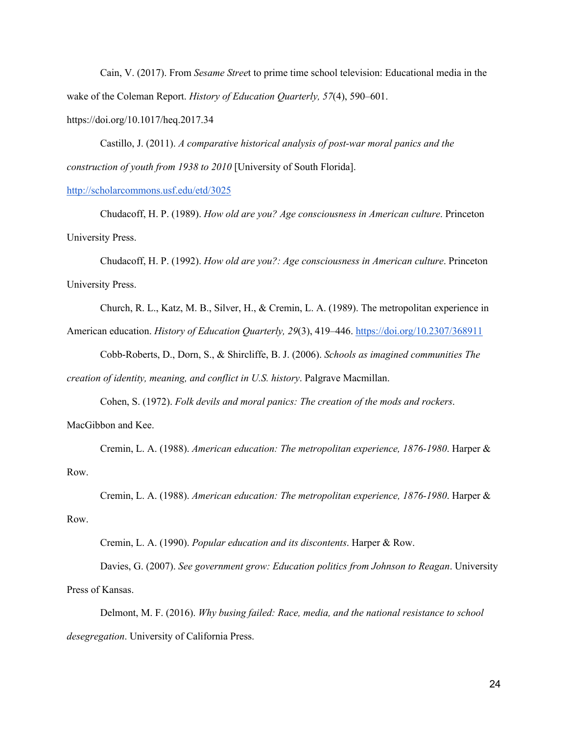Cain, V. (2017). From *Sesame Stree*t to prime time school television: Educational media in the wake of the Coleman Report. *History of Education Quarterly, 57*(4), 590–601. https://doi.org/10.1017/heq.2017.34

Castillo, J. (2011). *A comparative historical analysis of post-war moral panics and the construction of youth from 1938 to 2010* [University of South Florida]. http://scholarcommons.usf.edu/etd/3025

Chudacoff, H. P. (1989). *How old are you? Age consciousness in American culture*. Princeton University Press.

Chudacoff, H. P. (1992). *How old are you?: Age consciousness in American culture*. Princeton University Press.

Church, R. L., Katz, M. B., Silver, H., & Cremin, L. A. (1989). The metropolitan experience in American education. *History of Education Quarterly, 29*(3), 419–446. https://doi.org/10.2307/368911

Cobb-Roberts, D., Dorn, S., & Shircliffe, B. J. (2006). *Schools as imagined communities The creation of identity, meaning, and conflict in U.S. history*. Palgrave Macmillan.

Cohen, S. (1972). *Folk devils and moral panics: The creation of the mods and rockers*. MacGibbon and Kee.

Cremin, L. A. (1988). *American education: The metropolitan experience, 1876-1980*. Harper & Row.

Cremin, L. A. (1988). *American education: The metropolitan experience, 1876-1980*. Harper & Row.

Cremin, L. A. (1990). *Popular education and its discontents*. Harper & Row.

Davies, G. (2007). *See government grow: Education politics from Johnson to Reagan*. University Press of Kansas.

Delmont, M. F. (2016). *Why busing failed: Race, media, and the national resistance to school desegregation*. University of California Press.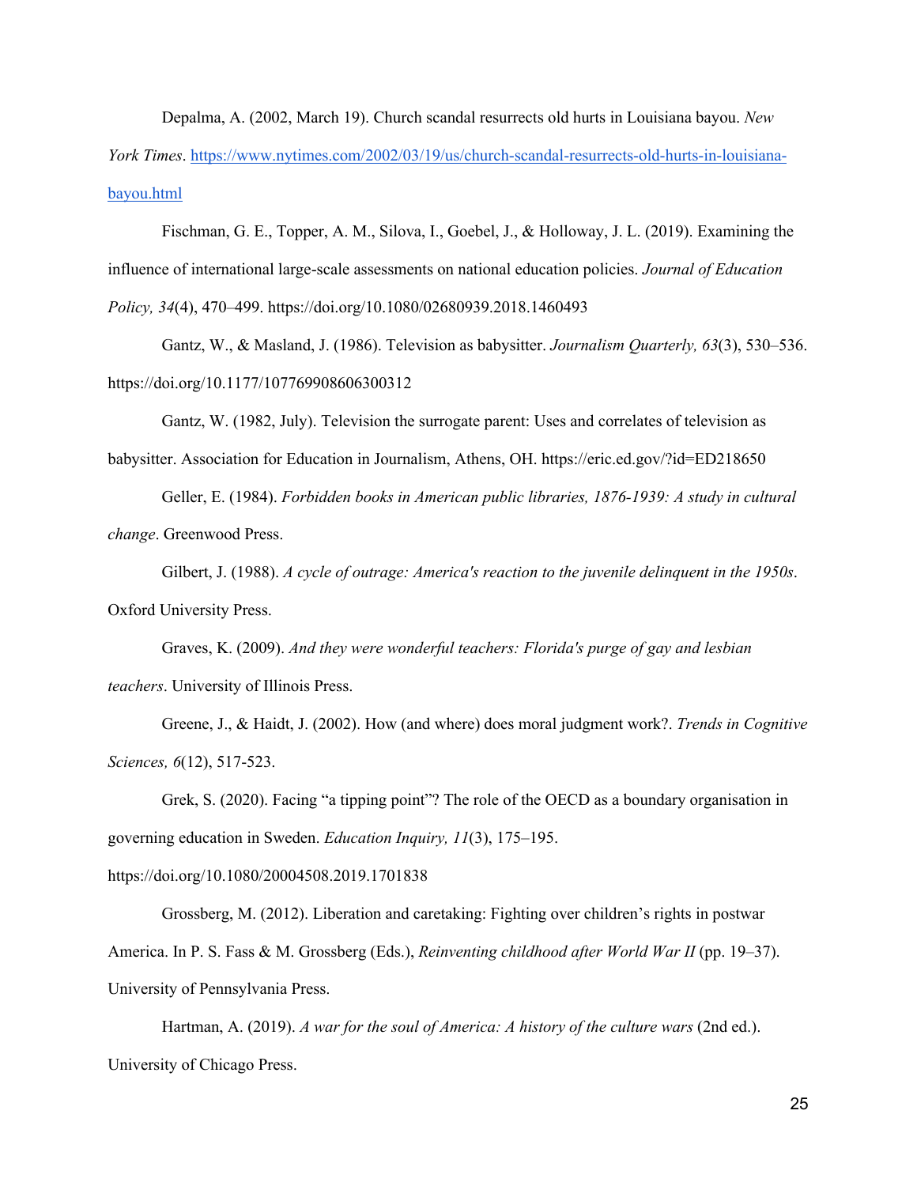Depalma, A. (2002, March 19). Church scandal resurrects old hurts in Louisiana bayou. *New York Times*. https://www.nytimes.com/2002/03/19/us/church-scandal-resurrects-old-hurts-in-louisiana-bayou.html

Fischman, G. E., Topper, A. M., Silova, I., Goebel, J., & Holloway, J. L. (2019). Examining the influence of international large-scale assessments on national education policies. *Journal of Education Policy, 34*(4), 470–499. https://doi.org/10.1080/02680939.2018.1460493

Gantz, W., & Masland, J. (1986). Television as babysitter. *Journalism Quarterly, 63*(3), 530–536. https://doi.org/10.1177/107769908606300312

Gantz, W. (1982, July). Television the surrogate parent: Uses and correlates of television as babysitter. Association for Education in Journalism, Athens, OH. https://eric.ed.gov/?id=ED218650

Geller, E. (1984). *Forbidden books in American public libraries, 1876-1939: A study in cultural change*. Greenwood Press.

Gilbert, J. (1988). *A cycle of outrage: America's reaction to the juvenile delinquent in the 1950s*. Oxford University Press.

Graves, K. (2009). *And they were wonderful teachers: Florida's purge of gay and lesbian teachers*. University of Illinois Press.

Greene, J., & Haidt, J. (2002). How (and where) does moral judgment work?. *Trends in Cognitive Sciences, 6*(12), 517-523.

Grek, S. (2020). Facing "a tipping point"? The role of the OECD as a boundary organisation in governing education in Sweden. *Education Inquiry, 11*(3), 175–195. https://doi.org/10.1080/20004508.2019.1701838

Grossberg, M. (2012). Liberation and caretaking: Fighting over children's rights in postwar America. In P. S. Fass & M. Grossberg (Eds.), *Reinventing childhood after World War II* (pp. 19–37). University of Pennsylvania Press.

Hartman, A. (2019). *A war for the soul of America: A history of the culture wars* (2nd ed.). University of Chicago Press.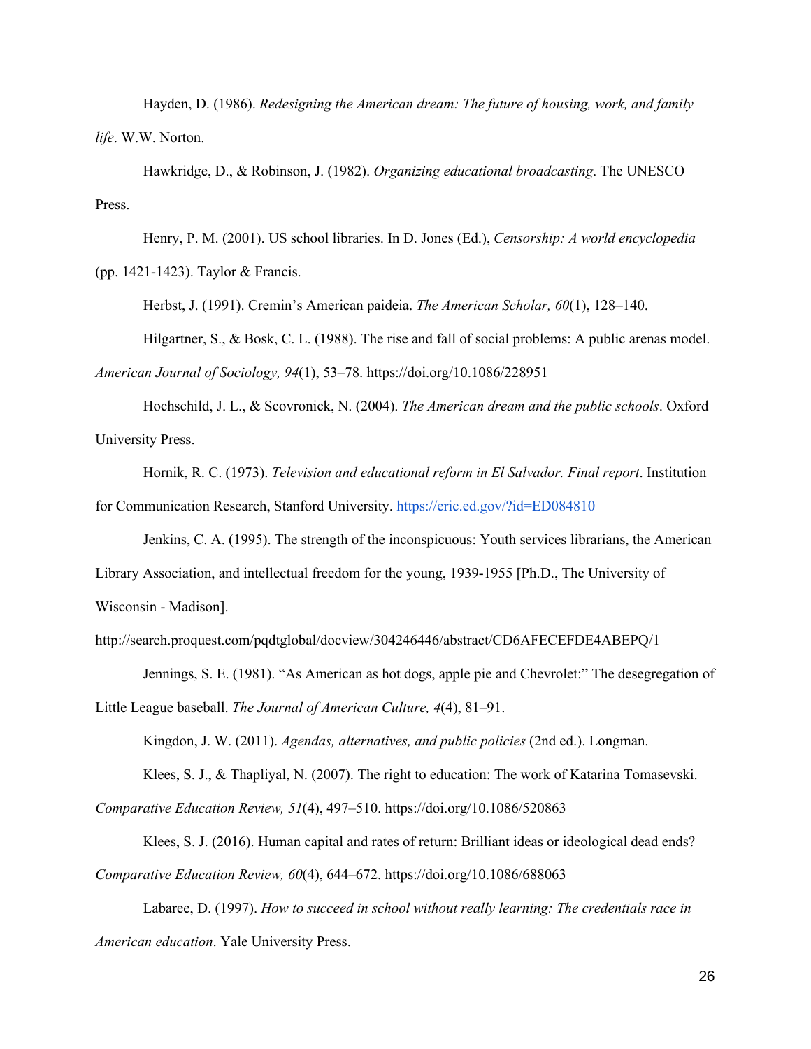Hayden, D. (1986). *Redesigning the American dream: The future of housing, work, and family life*. W.W. Norton.

Hawkridge, D., & Robinson, J. (1982). *Organizing educational broadcasting*. The UNESCO Press.

Henry, P. M. (2001). US school libraries. In D. Jones (Ed.), *Censorship: A world encyclopedia* (pp. 1421-1423). Taylor & Francis.

Herbst, J. (1991). Cremin's American paideia. *The American Scholar, 60*(1), 128–140.

Hilgartner, S., & Bosk, C. L. (1988). The rise and fall of social problems: A public arenas model. *American Journal of Sociology, 94*(1), 53–78. https://doi.org/10.1086/228951

Hochschild, J. L., & Scovronick, N. (2004). *The American dream and the public schools*. Oxford University Press.

Hornik, R. C. (1973). *Television and educational reform in El Salvador. Final report*. Institution for Communication Research, Stanford University. https://eric.ed.gov/?id=ED084810

Jenkins, C. A. (1995). The strength of the inconspicuous: Youth services librarians, the American Library Association, and intellectual freedom for the young, 1939-1955 [Ph.D., The University of Wisconsin - Madison]. http://search.proquest.com/pqdtglobal/docview/304246446/abstract/CD6AFECEFDE4ABEPQ/1

Jennings, S. E. (1981). "As American as hot dogs, apple pie and Chevrolet:" The desegregation of Little League baseball. *The Journal of American Culture, 4*(4), 81–91.

Kingdon, J. W. (2011). *Agendas, alternatives, and public policies* (2nd ed.). Longman.

Klees, S. J., & Thapliyal, N. (2007). The right to education: The work of Katarina Tomasevski. *Comparative Education Review, 51*(4), 497–510. https://doi.org/10.1086/520863

Klees, S. J. (2016). Human capital and rates of return: Brilliant ideas or ideological dead ends? *Comparative Education Review, 60*(4), 644–672. https://doi.org/10.1086/688063

Labaree, D. (1997). *How to succeed in school without really learning: The credentials race in American education*. Yale University Press.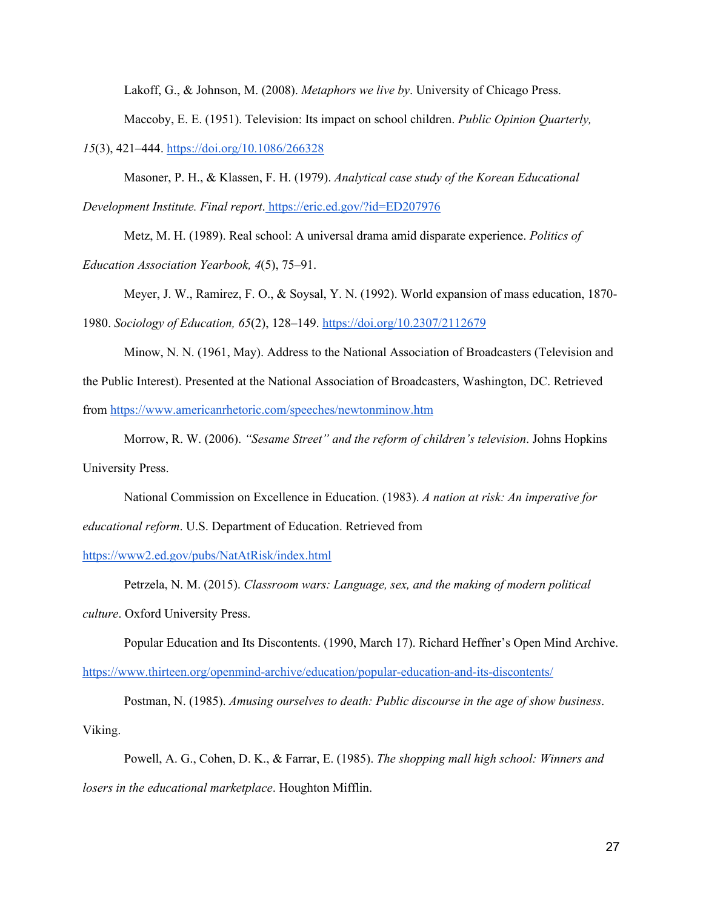Lakoff, G., & Johnson, M. (2008). *Metaphors we live by*. University of Chicago Press.

Maccoby, E. E. (1951). Television: Its impact on school children. *Public Opinion Quarterly, 15*(3), 421–444. https://doi.org/10.1086/266328

Masoner, P. H., & Klassen, F. H. (1979). *Analytical case study of the Korean Educational Development Institute. Final report*. https://eric.ed.gov/?id=ED207976

Metz, M. H. (1989). Real school: A universal drama amid disparate experience. *Politics of Education Association Yearbook, 4*(5), 75–91.

Meyer, J. W., Ramirez, F. O., & Soysal, Y. N. (1992). World expansion of mass education, 1870-1980. *Sociology of Education, 65*(2), 128–149. https://doi.org/10.2307/2112679

Minow, N. N. (1961, May). Address to the National Association of Broadcasters (Television and the Public Interest). Presented at the National Association of Broadcasters, Washington, DC. Retrieved from https://www.americanrhetoric.com/speeches/newtonminow.htm

Morrow, R. W. (2006). *"Sesame Street" and the reform of children's television*. Johns Hopkins University Press.

National Commission on Excellence in Education. (1983). *A nation at risk: An imperative for educational reform*. U.S. Department of Education. Retrieved from https://www2.ed.gov/pubs/NatAtRisk/index.html

Petrzela, N. M. (2015). *Classroom wars: Language, sex, and the making of modern political culture*. Oxford University Press.

Popular Education and Its Discontents. (1990, March 17). Richard Heffner's Open Mind Archive. https://www.thirteen.org/openmind-archive/education/popular-education-and-its-discontents/

Postman, N. (1985). *Amusing ourselves to death: Public discourse in the age of show business*. Viking.

Powell, A. G., Cohen, D. K., & Farrar, E. (1985). *The shopping mall high school: Winners and losers in the educational marketplace*. Houghton Mifflin.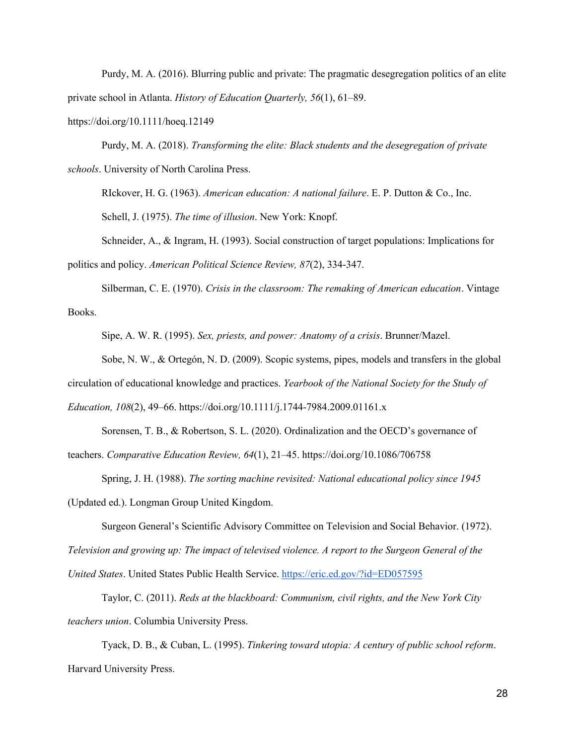Purdy, M. A. (2016). Blurring public and private: The pragmatic desegregation politics of an elite private school in Atlanta. *History of Education Quarterly, 56*(1), 61–89. https://doi.org/10.1111/hoeq.12149

Purdy, M. A. (2018). *Transforming the elite: Black students and the desegregation of private schools*. University of North Carolina Press.

RIckover, H. G. (1963). *American education: A national failure*. E. P. Dutton & Co., Inc.

Schell, J. (1975). *The time of illusion*. New York: Knopf.

Schneider, A., & Ingram, H. (1993). Social construction of target populations: Implications for politics and policy. *American Political Science Review, 87*(2), 334-347.

Silberman, C. E. (1970). *Crisis in the classroom: The remaking of American education*. Vintage Books.

Sipe, A. W. R. (1995). *Sex, priests, and power: Anatomy of a crisis*. Brunner/Mazel.

Sobe, N. W., & Ortegón, N. D. (2009). Scopic systems, pipes, models and transfers in the global circulation of educational knowledge and practices. *Yearbook of the National Society for the Study of Education, 108*(2), 49–66. https://doi.org/10.1111/j.1744-7984.2009.01161.x

Sorensen, T. B., & Robertson, S. L. (2020). Ordinalization and the OECD's governance of teachers. *Comparative Education Review, 64*(1), 21–45. https://doi.org/10.1086/706758

Spring, J. H. (1988). *The sorting machine revisited: National educational policy since 1945* (Updated ed.). Longman Group United Kingdom.

Surgeon General's Scientific Advisory Committee on Television and Social Behavior. (1972). *Television and growing up: The impact of televised violence. A report to the Surgeon General of the United States*. United States Public Health Service. https://eric.ed.gov/?id=ED057595

Taylor, C. (2011). *Reds at the blackboard: Communism, civil rights, and the New York City teachers union*. Columbia University Press.

Tyack, D. B., & Cuban, L. (1995). *Tinkering toward utopia: A century of public school reform*. Harvard University Press.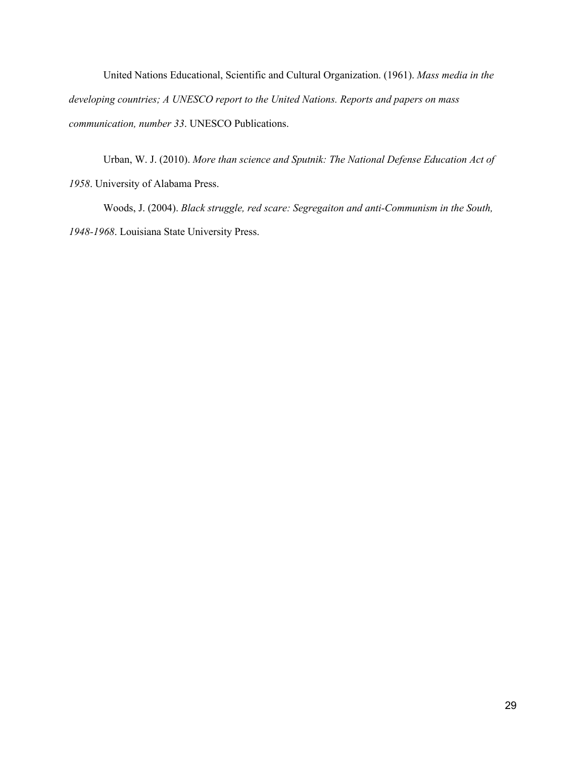United Nations Educational, Scientific and Cultural Organization. (1961). *Mass media in the developing countries; A UNESCO report to the United Nations. Reports and papers on mass communication, number 33*. UNESCO Publications.

Urban, W. J. (2010). *More than science and Sputnik: The National Defense Education Act of 1958*. University of Alabama Press.

Woods, J. (2004). *Black struggle, red scare: Segregaiton and anti-Communism in the South, 1948-1968*. Louisiana State University Press.